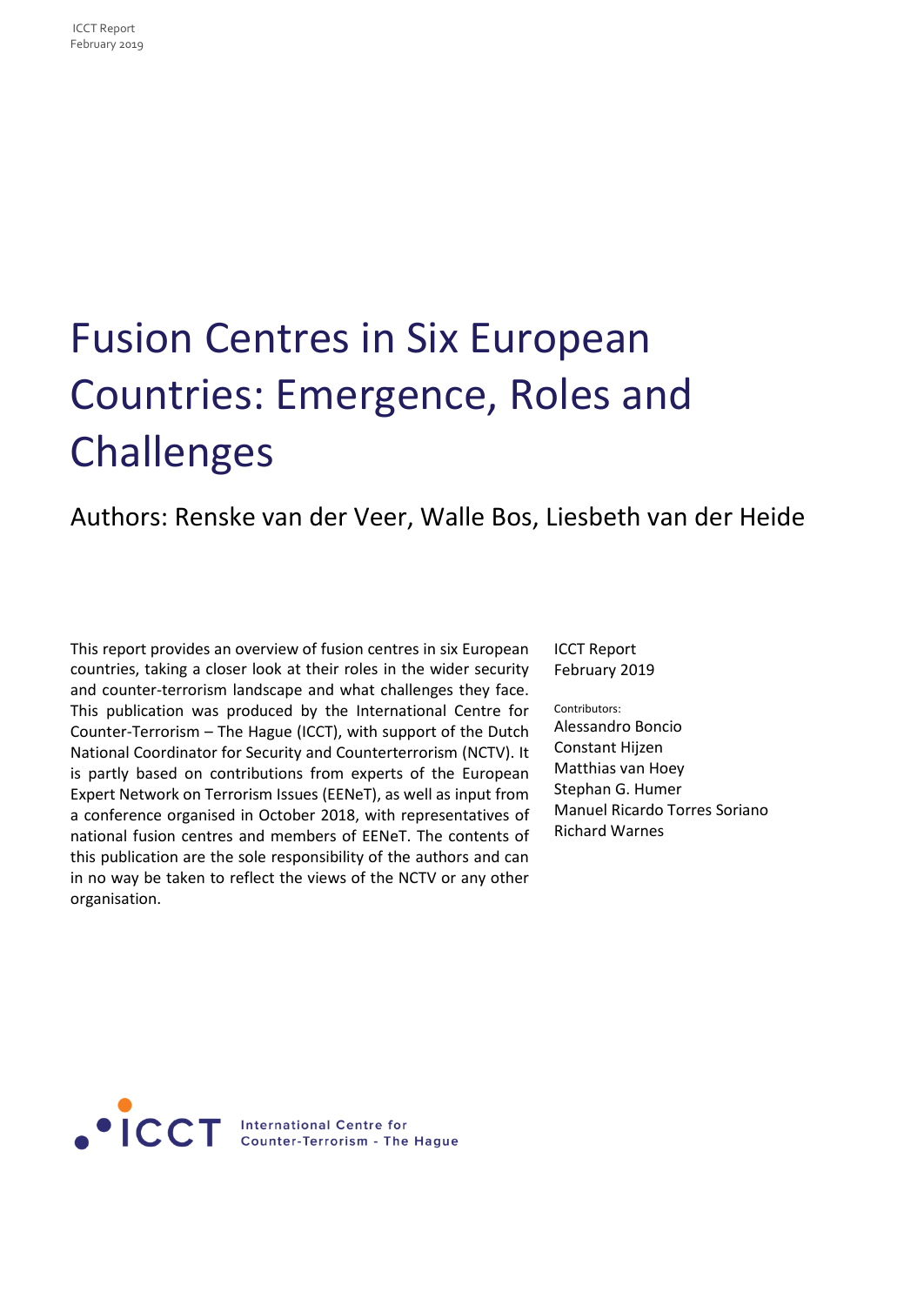# Fusion Centres in Six European Countries: Emergence, Roles and Challenges

## Authors: Renske van der Veer, Walle Bos, Liesbeth van der Heide

This report provides an overview of fusion centres in six European countries, taking a closer look at their roles in the wider security and counter-terrorism landscape and what challenges they face. This publication was produced by the International Centre for Counter-Terrorism – The Hague (ICCT), with support of the Dutch National Coordinator for Security and Counterterrorism (NCTV). It is partly based on contributions from experts of the European Expert Network on Terrorism Issues (EENeT), as well as input from a conference organised in October 2018, with representatives of national fusion centres and members of EENeT. The contents of this publication are the sole responsibility of the authors and can in no way be taken to reflect the views of the NCTV or any other organisation.

ICCT Report
February 2019

Contributors:
Alessandro Boncio
Constant Hijzen
Matthias van Hoey
Stephan G. Humer
Manuel Ricardo Torres Soriano
Richard Warnes

International Centre for Counter-Terrorism - The Hague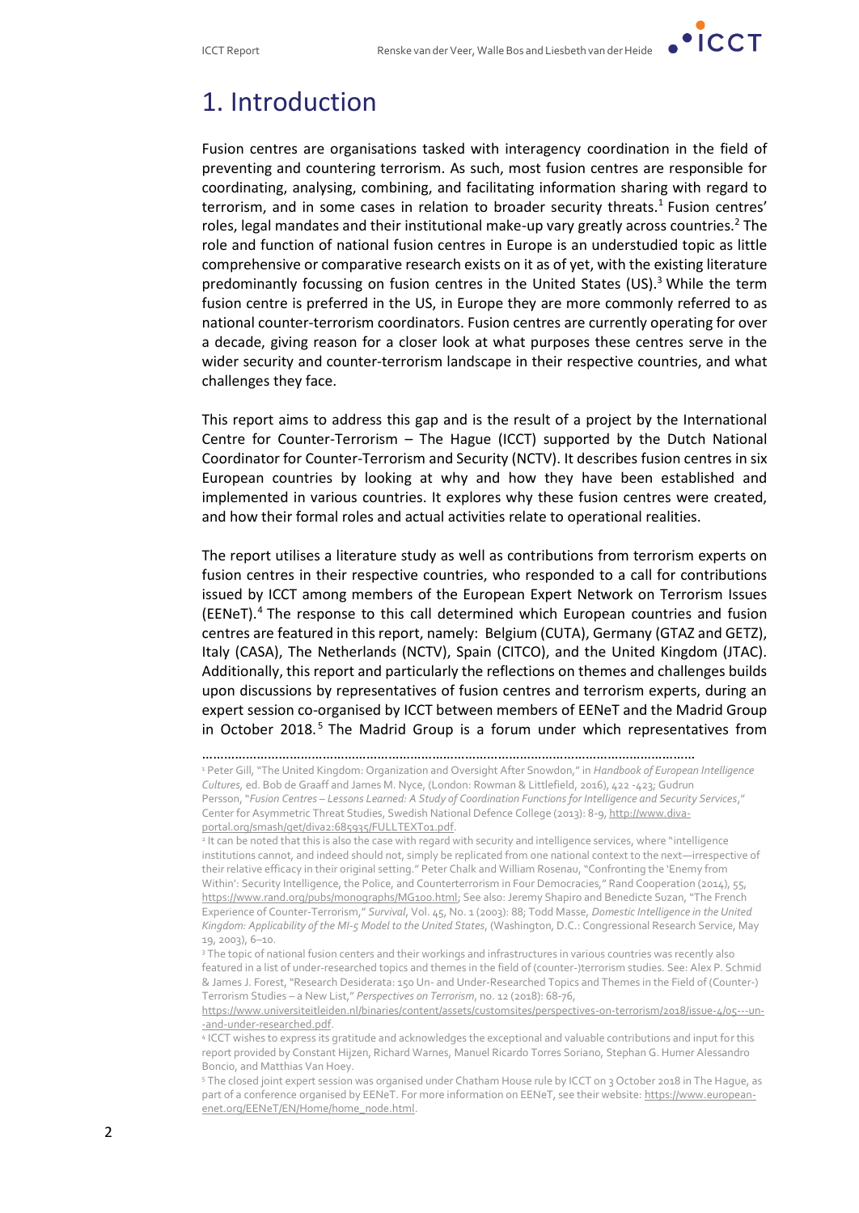# 1. Introduction

Fusion centres are organisations tasked with interagency coordination in the field of preventing and countering terrorism. As such, most fusion centres are responsible for coordinating, analysing, combining, and facilitating information sharing with regard to terrorism, and in some cases in relation to broader security threats.[1] Fusion centres' roles, legal mandates and their institutional make-up vary greatly across countries.[2] The role and function of national fusion centres in Europe is an understudied topic as little comprehensive or comparative research exists on it as of yet, with the existing literature predominantly focussing on fusion centres in the United States (US).[3] While the term fusion centre is preferred in the US, in Europe they are more commonly referred to as national counter-terrorism coordinators. Fusion centres are currently operating for over a decade, giving reason for a closer look at what purposes these centres serve in the wider security and counter-terrorism landscape in their respective countries, and what challenges they face.

This report aims to address this gap and is the result of a project by the International Centre for Counter-Terrorism – The Hague (ICCT) supported by the Dutch National Coordinator for Counter-Terrorism and Security (NCTV). It describes fusion centres in six European countries by looking at why and how they have been established and implemented in various countries. It explores why these fusion centres were created, and how their formal roles and actual activities relate to operational realities.

The report utilises a literature study as well as contributions from terrorism experts on fusion centres in their respective countries, who responded to a call for contributions issued by ICCT among members of the European Expert Network on Terrorism Issues (EENeT).[4] The response to this call determined which European countries and fusion centres are featured in this report, namely: Belgium (CUTA), Germany (GTAZ and GETZ), Italy (CASA), The Netherlands (NCTV), Spain (CITCO), and the United Kingdom (JTAC). Additionally, this report and particularly the reflections on themes and challenges builds upon discussions by representatives of fusion centres and terrorism experts, during an expert session co-organised by ICCT between members of EENeT and the Madrid Group in October 2018.[5] The Madrid Group is a forum under which representatives from

---

[1] Peter Gill, "The United Kingdom: Organization and Oversight After Snowdon," in *Handbook of European Intelligence Cultures*, ed. Bob de Graaff and James M. Nyce, (London: Rowman & Littlefield, 2016), 422 -423; Gudrun Persson, "*Fusion Centres – Lessons Learned: A Study of Coordination Functions for Intelligence and Security Services*," Center for Asymmetric Threat Studies, Swedish National Defence College (2013): 8-9, http://www.diva-portal.org/smash/get/diva2:685935/FULLTEXT01.pdf.

[2] It can be noted that this is also the case with regard with security and intelligence services, where "intelligence institutions cannot, and indeed should not, simply be replicated from one national context to the next—irrespective of their relative efficacy in their original setting." Peter Chalk and William Rosenau, "Confronting the 'Enemy from Within': Security Intelligence, the Police, and Counterterrorism in Four Democracies," Rand Cooperation (2014), 55, https://www.rand.org/pubs/monographs/MG100.html; See also: Jeremy Shapiro and Benedicte Suzan, "The French Experience of Counter-Terrorism," *Survival*, Vol. 45, No. 1 (2003): 88; Todd Masse, *Domestic Intelligence in the United Kingdom: Applicability of the MI-5 Model to the United States*, (Washington, D.C.: Congressional Research Service, May 19, 2003), 6–10.

[3] The topic of national fusion centers and their workings and infrastructures in various countries was recently also featured in a list of under-researched topics and themes in the field of (counter-)terrorism studies. See: Alex P. Schmid & James J. Forest, "Research Desiderata: 150 Un- and Under-Researched Topics and Themes in the Field of (Counter-) Terrorism Studies – a New List," *Perspectives on Terrorism*, no. 12 (2018): 68-76, https://www.universiteitleiden.nl/binaries/content/assets/customsites/perspectives-on-terrorism/2018/issue-4/05---un--and-under-researched.pdf.

[4] ICCT wishes to express its gratitude and acknowledges the exceptional and valuable contributions and input for this report provided by Constant Hijzen, Richard Warnes, Manuel Ricardo Torres Soriano, Stephan G. Humer Alessandro Boncio, and Matthias Van Hoey.

[5] The closed joint expert session was organised under Chatham House rule by ICCT on 3 October 2018 in The Hague, as part of a conference organised by EENeT. For more information on EENeT, see their website: https://www.european-enet.org/EENeT/EN/Home/home_node.html.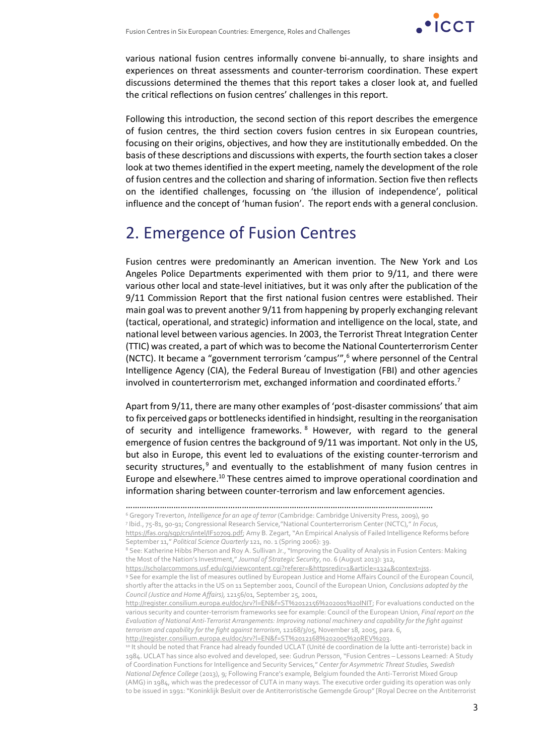various national fusion centres informally convene bi-annually, to share insights and experiences on threat assessments and counter-terrorism coordination. These expert discussions determined the themes that this report takes a closer look at, and fuelled the critical reflections on fusion centres' challenges in this report.

Following this introduction, the second section of this report describes the emergence of fusion centres, the third section covers fusion centres in six European countries, focusing on their origins, objectives, and how they are institutionally embedded. On the basis of these descriptions and discussions with experts, the fourth section takes a closer look at two themes identified in the expert meeting, namely the development of the role of fusion centres and the collection and sharing of information. Section five then reflects on the identified challenges, focussing on 'the illusion of independence', political influence and the concept of 'human fusion'. The report ends with a general conclusion.

## 2. Emergence of Fusion Centres

Fusion centres were predominantly an American invention. The New York and Los Angeles Police Departments experimented with them prior to 9/11, and there were various other local and state-level initiatives, but it was only after the publication of the 9/11 Commission Report that the first national fusion centres were established. Their main goal was to prevent another 9/11 from happening by properly exchanging relevant (tactical, operational, and strategic) information and intelligence on the local, state, and national level between various agencies. In 2003, the Terrorist Threat Integration Center (TTIC) was created, a part of which was to become the National Counterterrorism Center (NCTC). It became a "government terrorism 'campus'",[6] where personnel of the Central Intelligence Agency (CIA), the Federal Bureau of Investigation (FBI) and other agencies involved in counterterrorism met, exchanged information and coordinated efforts.[7]

Apart from 9/11, there are many other examples of 'post-disaster commissions' that aim to fix perceived gaps or bottlenecks identified in hindsight, resulting in the reorganisation of security and intelligence frameworks.[8] However, with regard to the general emergence of fusion centres the background of 9/11 was important. Not only in the US, but also in Europe, this event led to evaluations of the existing counter-terrorism and security structures,[9] and eventually to the establishment of many fusion centres in Europe and elsewhere.[10] These centres aimed to improve operational coordination and information sharing between counter-terrorism and law enforcement agencies.

---

[6] Gregory Treverton, *Intelligence for an age of terror* (Cambridge: Cambridge University Press, 2009), 90

[7] Ibid., 75-81, 90-91; Congressional Research Service,"National Counterterrorism Center (NCTC)," *In Focus*, https://fas.org/sgp/crs/intel/IF10709.pdf; Amy B. Zegart, "An Empirical Analysis of Failed Intelligence Reforms before September 11," *Political Science Quarterly* 121, no. 1 (Spring 2006): 39.

[8] See: Katherine Hibbs Pherson and Roy A. Sullivan Jr., "Improving the Quality of Analysis in Fusion Centers: Making the Most of the Nation's Investment," *Journal of Strategic Security*, no. 6 (August 2013): 312, https://scholarcommons.usf.edu/cgi/viewcontent.cgi?referer=&httpsredir=1&article=1324&context=jss.

[9] See for example the list of measures outlined by European Justice and Home Affairs Council of the European Council, shortly after the attacks in the US on 11 September 2001, Council of the European Union, *Conclusions adopted by the Council (Justice and Home Affairs)*, 12156/01, September 25, 2001, http://register.consilium.europa.eu/doc/srv?l=EN&f=ST%2012156%202001%20INIT; For evaluations conducted on the various security and counter-terrorism frameworks see for example: Council of the European Union, *Final report on the Evaluation of National Anti-Terrorist Arrangements: Improving national machinery and capability for the fight against terrorism and capability for the fight against terrorism*, 12168/3/05, November 18, 2005, para. 6, http://register.consilium.europa.eu/doc/srv?l=EN&f=ST%2012168%202005%20REV%203.

[10] It should be noted that France had already founded UCLAT (Unité de coordination de la lutte anti-terroriste) back in 1984. UCLAT has since also evolved and developed, see: Gudrun Persson, "Fusion Centres – Lessons Learned: A Study of Coordination Functions for Intelligence and Security Services," *Center for Asymmetric Threat Studies, Swedish National Defence College* (2013), 9; Following France's example, Belgium founded the Anti-Terrorist Mixed Group (AMG) in 1984, which was the predecessor of CUTA in many ways. The executive order guiding its operation was only to be issued in 1991: "Koninklijk Besluit over de Antiterroristische Gemengde Groep" [Royal Decree on the Antiterrorist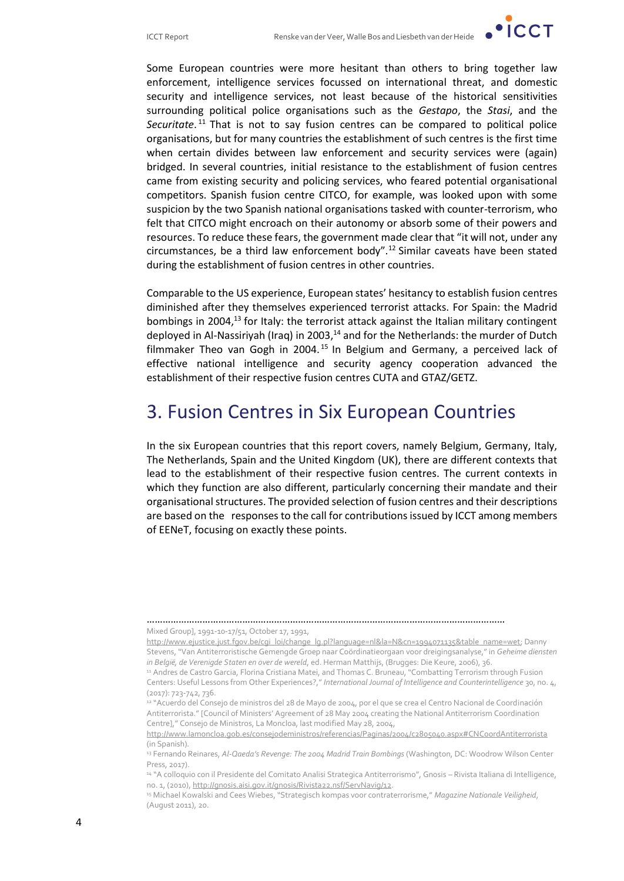Some European countries were more hesitant than others to bring together law enforcement, intelligence services focussed on international threat, and domestic security and intelligence services, not least because of the historical sensitivities surrounding political police organisations such as the *Gestapo*, the *Stasi*, and the *Securitate*.[11] That is not to say fusion centres can be compared to political police organisations, but for many countries the establishment of such centres is the first time when certain divides between law enforcement and security services were (again) bridged. In several countries, initial resistance to the establishment of fusion centres came from existing security and policing services, who feared potential organisational competitors. Spanish fusion centre CITCO, for example, was looked upon with some suspicion by the two Spanish national organisations tasked with counter-terrorism, who felt that CITCO might encroach on their autonomy or absorb some of their powers and resources. To reduce these fears, the government made clear that "it will not, under any circumstances, be a third law enforcement body".[12] Similar caveats have been stated during the establishment of fusion centres in other countries.

Comparable to the US experience, European states' hesitancy to establish fusion centres diminished after they themselves experienced terrorist attacks. For Spain: the Madrid bombings in 2004,[13] for Italy: the terrorist attack against the Italian military contingent deployed in Al-Nassiriyah (Iraq) in 2003,[14] and for the Netherlands: the murder of Dutch filmmaker Theo van Gogh in 2004.[15] In Belgium and Germany, a perceived lack of effective national intelligence and security agency cooperation advanced the establishment of their respective fusion centres CUTA and GTAZ/GETZ.

## 3. Fusion Centres in Six European Countries

In the six European countries that this report covers, namely Belgium, Germany, Italy, The Netherlands, Spain and the United Kingdom (UK), there are different contexts that lead to the establishment of their respective fusion centres. The current contexts in which they function are also different, particularly concerning their mandate and their organisational structures. The provided selection of fusion centres and their descriptions are based on the responses to the call for contributions issued by ICCT among members of EENeT, focusing on exactly these points.

---

Mixed Group], 1991-10-17/51, October 17, 1991, http://www.ejustice.just.fgov.be/cgi_loi/change_lg.pl?language=nl&la=N&cn=1994071135&table_name=wet; Danny Stevens, "Van Antiterroristische Gemengde Groep naar Coördinatieorgaan voor dreigingsanalyse," in *Geheime diensten in België, de Verenigde Staten en over de wereld*, ed. Herman Matthijs, (Brugges: Die Keure, 2006), 36.

[11] Andres de Castro Garcia, Florina Cristiana Matei, and Thomas C. Bruneau, "Combatting Terrorism through Fusion Centers: Useful Lessons from Other Experiences?," *International Journal of Intelligence and Counterintelligence* 30, no. 4, (2017): 723-742, 736.

[12] "Acuerdo del Consejo de ministros del 28 de Mayo de 2004, por el que se crea el Centro Nacional de Coordinación Antiterrorista." [Council of Ministers' Agreement of 28 May 2004 creating the National Antiterrorism Coordination Centre]," Consejo de Ministros, La Moncloa, last modified May 28, 2004, http://www.lamoncloa.gob.es/consejodeministros/referencias/Paginas/2004/c2805040.aspx#CNCoordAntiterrorista (in Spanish).

[13] Fernando Reinares, *Al-Qaeda's Revenge: The 2004 Madrid Train Bombings* (Washington, DC: Woodrow Wilson Center Press, 2017).

[14] "A colloquio con il Presidente del Comitato Analisi Strategica Antiterrorismo", Gnosis – Rivista Italiana di Intelligence, no. 1, (2010), http://gnosis.aisi.gov.it/gnosis/Rivista22.nsf/ServNavig/12.

[15] Michael Kowalski and Cees Wiebes, "Strategisch kompas voor contraterrorisme," *Magazine Nationale Veiligheid*, (August 2011), 20.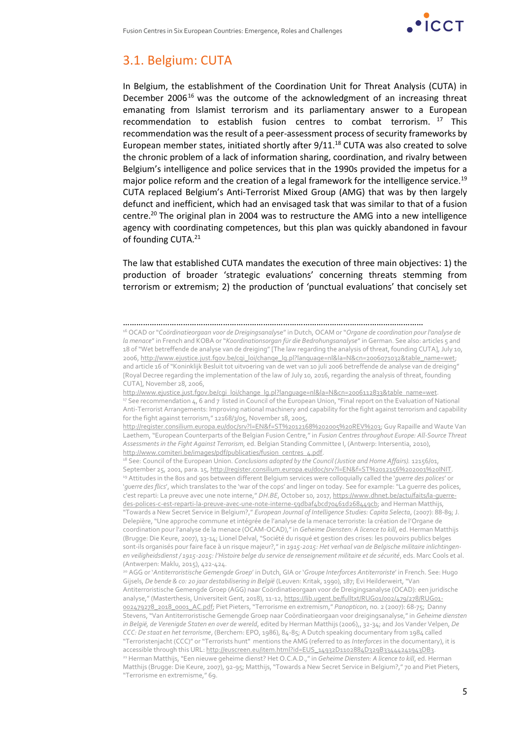## 3.1. Belgium: CUTA

In Belgium, the establishment of the Coordination Unit for Threat Analysis (CUTA) in December 2006[16] was the outcome of the acknowledgment of an increasing threat emanating from Islamist terrorism and its parliamentary answer to a European recommendation to establish fusion centres to combat terrorism. [17] This recommendation was the result of a peer-assessment process of security frameworks by European member states, initiated shortly after 9/11.[18] CUTA was also created to solve the chronic problem of a lack of information sharing, coordination, and rivalry between Belgium's intelligence and police services that in the 1990s provided the impetus for a major police reform and the creation of a legal framework for the intelligence service.[19] CUTA replaced Belgium's Anti-Terrorist Mixed Group (AMG) that was by then largely defunct and inefficient, which had an envisaged task that was similar to that of a fusion centre.[20] The original plan in 2004 was to restructure the AMG into a new intelligence agency with coordinating competences, but this plan was quickly abandoned in favour of founding CUTA.[21]

The law that established CUTA mandates the execution of three main objectives: 1) the production of broader 'strategic evaluations' concerning threats stemming from terrorism or extremism; 2) the production of 'punctual evaluations' that concisely set

---

[16] OCAD or "*Coördinatieorgaan voor de Dreigingsanalyse*" in Dutch, OCAM or "*Organe de coordination pour l'analyse de la menace*" in French and KOBA or "*Koordinationsorgan für die Bedrohungsanalyse*" in German. See also: articles 5 and 18 of "Wet betreffende de analyse van de dreiging" [The law regarding the analysis of threat, founding CUTA], July 10, 2006, http://www.ejustice.just.fgov.be/cgi_loi/change_lg.pl?language=nl&la=N&cn=2006071032&table_name=wet; and article 16 of "Koninklijk Besluit tot uitvoering van de wet van 10 juli 2006 betreffende de analyse van de dreiging" [Royal Decree regarding the implementation of the law of July 10, 2016, regarding the analysis of threat, founding CUTA], November 28, 2006, http://www.ejustice.just.fgov.be/cgi_loi/change_lg.pl?language=nl&la=N&cn=2006112833&table_name=wet.

[17] See recommendation 4, 6 and 7 listed in Council of the European Union, "Final report on the Evaluation of National Anti-Terrorist Arrangements: Improving national machinery and capability for the fight against terrorism and capability for the fight against terrorism," 12168/3/05, November 18, 2005, http://register.consilium.europa.eu/doc/srv?l=EN&f=ST%2012168%202005%20REV%203; Guy Rapaille and Waute Van Laethem, "European Counterparts of the Belgian Fusion Centre," in *Fusion Centres throughout Europe: All-Source Threat Assessments in the Fight Against Terrorism,* ed. Belgian Standing Committee I, (Antwerp: Intersentia, 2010), http://www.comiteri.be/images/pdf/publicaties/fusion_centres_4.pdf.

[18] See: Council of the European Union. *Conclusions adopted by the Council (Justice and Home Affairs).* 12156/01, September 25, 2001, para. 15, http://register.consilium.europa.eu/doc/srv?l=EN&f=ST%2012156%202001%20INIT.

[19] Attitudes in the 80s and 90s between different Belgium services were colloquially called the '*guerre des polices*' or '*guerre des flics*', which translates to the 'war of the cops' and linger on today. See for example: "La guerre des polices, c'est reparti: La preuve avec une note interne," *DH.BE*, October 10, 2017, https://www.dhnet.be/actu/faits/la-guerre-des-polices-c-est-reparti-la-preuve-avec-une-note-interne-59dbaf4bcd70461d268449cb; and Herman Matthijs, "Towards a New Secret Service in Belgium?," *European Journal of Intelligence Studies: Capita Selecta*, (2007): 88-89; J. Delepière, "Une approche commune et intégrée de l'analyse de la menace terroriste: la création de l'Organe de coordination pour l'analyse de la menace (OCAM-OCAD)," in *Geheime Diensten: A licence to kill*, ed. Herman Matthijs (Brugge: Die Keure, 2007), 13-14; Lionel Delval, "Société du risqué et gestion des crises: les pouvoirs publics belges sont-ils organisés pour faire face à un risque majeur?," in *1915-2015: Het verhaal van de Belgische militaire inlichtingen-en veiligheidsdienst / 1915-2015: l'Histoire belge du service de renseignement militaire et de sécurité*, eds. Marc Cools et al. (Antwerpen: Maklu, 2015), 422-424.

[20] AGG or '*Antiterroristische Gemengde Groep*' in Dutch, GIA or '*Groupe Interforces Antiterroriste*' in French. See: Hugo Gijsels, *De bende & co: 20 jaar destabilisering in België* (Leuven: Kritak, 1990), 187; Evi Heilderweirt, "Van Antiterroristische Gemengde Groep (AGG) naar Coördinatieorgaan voor de Dreigingsanalyse (OCAD): een juridische analyse," (Masterthesis, Universiteit Gent, 2018), 11-12, https://lib.ugent.be/fulltxt/RUG01/002/479/278/RUG01-002479278_2018_0001_AC.pdf; Piet Pieters, "Terrorisme en extremism," *Panopticon*, no. 2 (2007): 68-75; Danny Stevens, "Van Antiterroristische Gemengde Groep naar Coördinatieorgaan voor dreigingsanalyse," in *Geheime diensten in België, de Verenigde Staten en over de wereld*, edited by Herman Matthijs (2006),, 32-34; and Jos Vander Velpen, *De CCC: De staat en het terrorisme*, (Berchem: EPO, 1986), 84-85; A Dutch speaking documentary from 1984 called "Terroristenjacht (CCC)" or "Terrorists hunt" mentions the AMG (referred to as *Interforces* in the documentary), it is accessible through this URL: http://euscreen.eu/item.html?id=EUS_14932D1102884D329B33444241943DB3.

[21] Herman Matthijs, "Een nieuwe geheime dienst? Het O.C.A.D.," in *Geheime Diensten: A licence to kill*, ed. Herman Matthijs (Brugge: Die Keure, 2007), 92-95; Matthijs, "Towards a New Secret Service in Belgium?," 70 and Piet Pieters, "Terrorisme en extremisme," 69.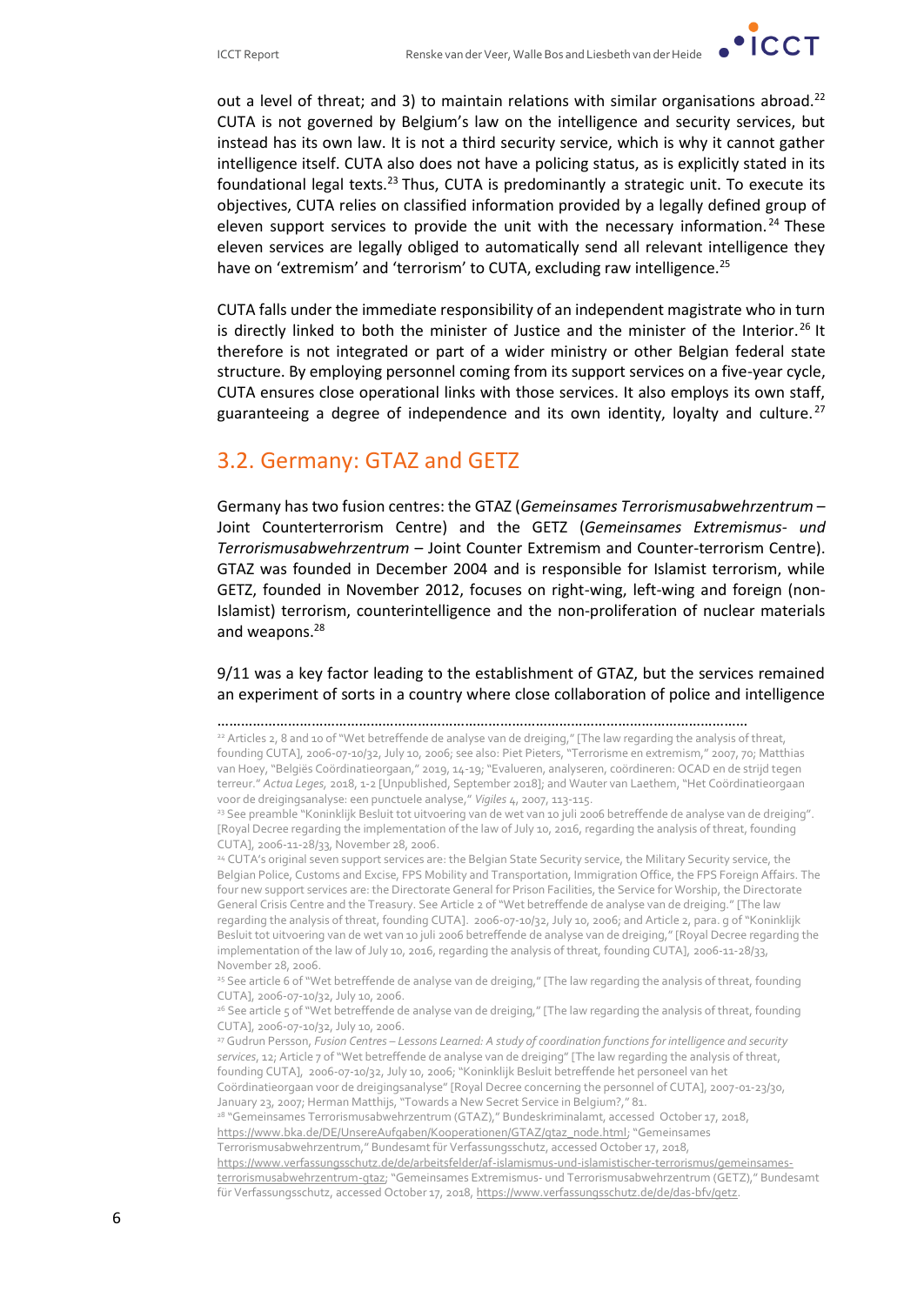out a level of threat; and 3) to maintain relations with similar organisations abroad.[22] CUTA is not governed by Belgium's law on the intelligence and security services, but instead has its own law. It is not a third security service, which is why it cannot gather intelligence itself. CUTA also does not have a policing status, as is explicitly stated in its foundational legal texts.[23] Thus, CUTA is predominantly a strategic unit. To execute its objectives, CUTA relies on classified information provided by a legally defined group of eleven support services to provide the unit with the necessary information.[24] These eleven services are legally obliged to automatically send all relevant intelligence they have on 'extremism' and 'terrorism' to CUTA, excluding raw intelligence.[25]

CUTA falls under the immediate responsibility of an independent magistrate who in turn is directly linked to both the minister of Justice and the minister of the Interior.[26] It therefore is not integrated or part of a wider ministry or other Belgian federal state structure. By employing personnel coming from its support services on a five-year cycle, CUTA ensures close operational links with those services. It also employs its own staff, guaranteeing a degree of independence and its own identity, loyalty and culture.[27]

## 3.2. Germany: GTAZ and GETZ

Germany has two fusion centres: the GTAZ (*Gemeinsames Terrorismusabwehrzentrum* – Joint Counterterrorism Centre) and the GETZ (*Gemeinsames Extremismus- und Terrorismusabwehrzentrum* – Joint Counter Extremism and Counter-terrorism Centre). GTAZ was founded in December 2004 and is responsible for Islamist terrorism, while GETZ, founded in November 2012, focuses on right-wing, left-wing and foreign (non-Islamist) terrorism, counterintelligence and the non-proliferation of nuclear materials and weapons.[28]

9/11 was a key factor leading to the establishment of GTAZ, but the services remained an experiment of sorts in a country where close collaboration of police and intelligence

---

[22] Articles 2, 8 and 10 of "Wet betreffende de analyse van de dreiging," [The law regarding the analysis of threat, founding CUTA], 2006-07-10/32, July 10, 2006; see also: Piet Pieters, "Terrorisme en extremism," 2007, 70; Matthias van Hoey, "Belgiës Coördinatieorgaan," 2019, 14-19; "Evalueren, analyseren, coördineren: OCAD en de strijd tegen terreur." *Actua Leges,* 2018, 1-2 [Unpublished, September 2018]; and Wauter van Laethem, "Het Coördinatieorgaan voor de dreigingsanalyse: een punctuele analyse," *Vigiles* 4, 2007, 113-115.

[23] See preamble "Koninklijk Besluit tot uitvoering van de wet van 10 juli 2006 betreffende de analyse van de dreiging". [Royal Decree regarding the implementation of the law of July 10, 2016, regarding the analysis of threat, founding CUTA], 2006-11-28/33, November 28, 2006.

[24] CUTA's original seven support services are: the Belgian State Security service, the Military Security service, the Belgian Police, Customs and Excise, FPS Mobility and Transportation, Immigration Office, the FPS Foreign Affairs. The four new support services are: the Directorate General for Prison Facilities, the Service for Worship, the Directorate General Crisis Centre and the Treasury. See Article 2 of "Wet betreffende de analyse van de dreiging." [The law regarding the analysis of threat, founding CUTA]. 2006-07-10/32, July 10, 2006; and Article 2, para. 9 of "Koninklijk Besluit tot uitvoering van de wet van 10 juli 2006 betreffende de analyse van de dreiging," [Royal Decree regarding the implementation of the law of July 10, 2016, regarding the analysis of threat, founding CUTA], 2006-11-28/33, November 28, 2006.

[25] See article 6 of "Wet betreffende de analyse van de dreiging," [The law regarding the analysis of threat, founding CUTA], 2006-07-10/32, July 10, 2006.

[26] See article 5 of "Wet betreffende de analyse van de dreiging," [The law regarding the analysis of threat, founding CUTA], 2006-07-10/32, July 10, 2006.

[27] Gudrun Persson, *Fusion Centres – Lessons Learned: A study of coordination functions for intelligence and security services*, 12; Article 7 of "Wet betreffende de analyse van de dreiging" [The law regarding the analysis of threat, founding CUTA], 2006-07-10/32, July 10, 2006; "Koninklijk Besluit betreffende het personeel van het Coördinatieorgaan voor de dreigingsanalyse" [Royal Decree concerning the personnel of CUTA], 2007-01-23/30, January 23, 2007; Herman Matthijs, "Towards a New Secret Service in Belgium?," 81.

[28] "Gemeinsames Terrorismusabwehrzentrum (GTAZ)," Bundeskriminalamt, accessed October 17, 2018, https://www.bka.de/DE/UnsereAufgaben/Kooperationen/GTAZ/gtaz_node.html; "Gemeinsames Terrorismusabwehrzentrum," Bundesamt für Verfassungsschutz, accessed October 17, 2018, https://www.verfassungsschutz.de/de/arbeitsfelder/af-islamismus-und-islamistischer-terrorismus/gemeinsames-terrorismusabwehrzentrum-gtaz; "Gemeinsames Extremismus- und Terrorismusabwehrzentrum (GETZ)," Bundesamt für Verfassungsschutz, accessed October 17, 2018, https://www.verfassungsschutz.de/de/das-bfv/getz.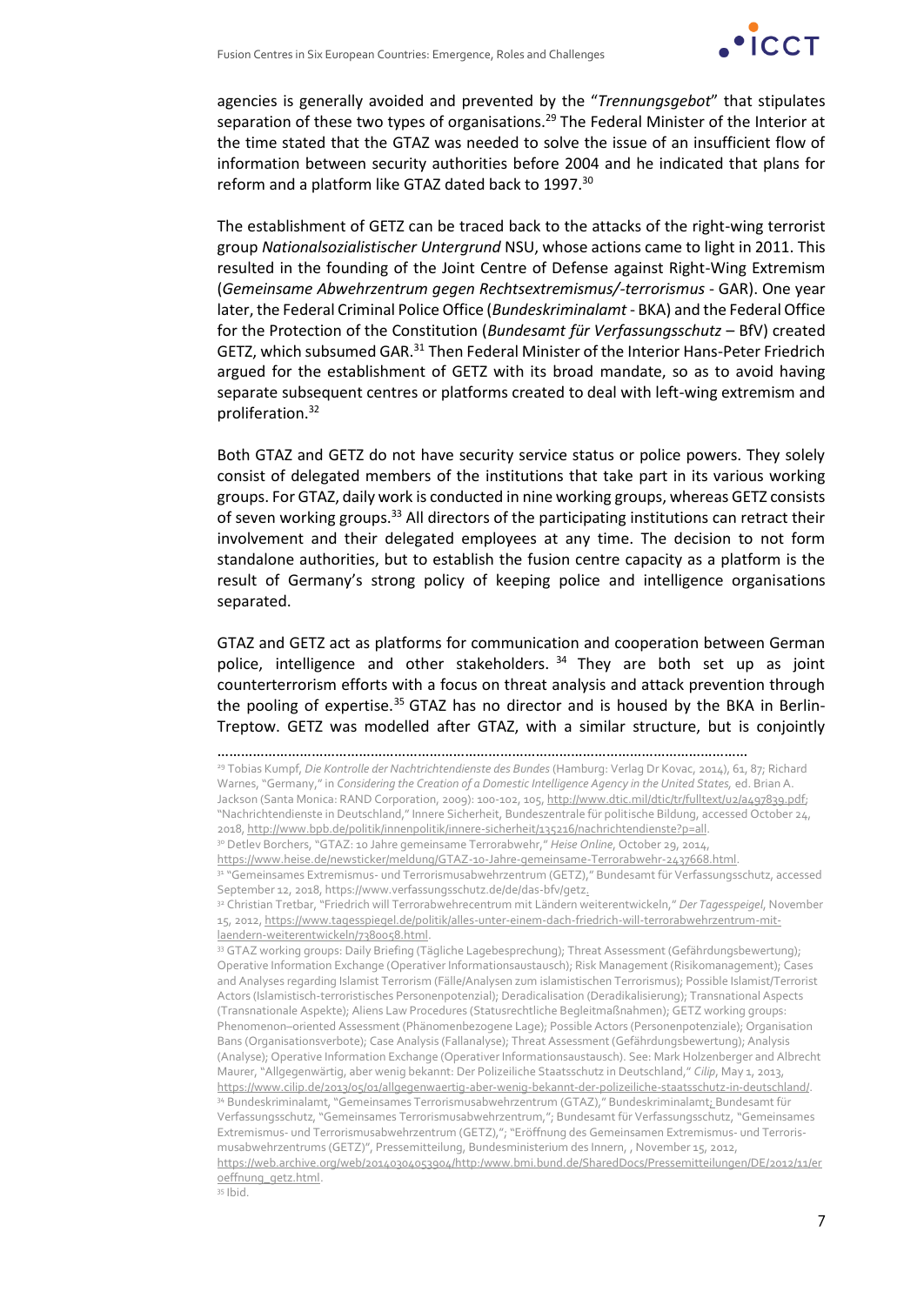agencies is generally avoided and prevented by the "*Trennungsgebot*" that stipulates separation of these two types of organisations.[29] The Federal Minister of the Interior at the time stated that the GTAZ was needed to solve the issue of an insufficient flow of information between security authorities before 2004 and he indicated that plans for reform and a platform like GTAZ dated back to 1997.[30]

The establishment of GETZ can be traced back to the attacks of the right-wing terrorist group *Nationalsozialistischer Untergrund* NSU, whose actions came to light in 2011. This resulted in the founding of the Joint Centre of Defense against Right-Wing Extremism (*Gemeinsame Abwehrzentrum gegen Rechtsextremismus/-terrorismus* - GAR). One year later, the Federal Criminal Police Office (*Bundeskriminalamt* - BKA) and the Federal Office for the Protection of the Constitution (*Bundesamt für Verfassungsschutz* – BfV) created GETZ, which subsumed GAR.[31] Then Federal Minister of the Interior Hans-Peter Friedrich argued for the establishment of GETZ with its broad mandate, so as to avoid having separate subsequent centres or platforms created to deal with left-wing extremism and proliferation.[32]

Both GTAZ and GETZ do not have security service status or police powers. They solely consist of delegated members of the institutions that take part in its various working groups. For GTAZ, daily work is conducted in nine working groups, whereas GETZ consists of seven working groups.[33] All directors of the participating institutions can retract their involvement and their delegated employees at any time. The decision to not form standalone authorities, but to establish the fusion centre capacity as a platform is the result of Germany's strong policy of keeping police and intelligence organisations separated.

GTAZ and GETZ act as platforms for communication and cooperation between German police, intelligence and other stakeholders.[34] They were both set up as joint counterterrorism efforts with a focus on threat analysis and attack prevention through the pooling of expertise.[35] GTAZ has no director and is housed by the BKA in Berlin-Treptow. GETZ was modelled after GTAZ, with a similar structure, but is conjointly

---

[29] Tobias Kumpf, *Die Kontrolle der Nachrichtendienste des Bundes* (Hamburg: Verlag Dr Kovac, 2014), 61, 87; Richard Warnes, "Germany," in *Considering the Creation of a Domestic Intelligence Agency in the United States,* ed. Brian A. Jackson (Santa Monica: RAND Corporation, 2009): 100-102, 105, http://www.dtic.mil/dtic/tr/fulltext/u2/a497839.pdf; "Nachrichtendienste in Deutschland," Innere Sicherheit, Bundeszentrale für politische Bildung, accessed October 24, 2018, http://www.bpb.de/politik/innenpolitik/innere-sicherheit/135216/nachrichtendienste?p=all.

[30] Detlev Borchers, "GTAZ: 10 Jahre gemeinsame Terrorabwehr," *Heise Online*, October 29, 2014, https://www.heise.de/newsticker/meldung/GTAZ-10-Jahre-gemeinsame-Terrorabwehr-2437668.html.

[31] "Gemeinsames Extremismus- und Terrorismusabwehrzentrum (GETZ)," Bundesamt für Verfassungsschutz, accessed September 12, 2018, https://www.verfassungsschutz.de/de/das-bfv/getz.

[32] Christian Tretbar, "Friedrich will Terrorabwehrecentrum mit Ländern weiterentwickeln," *Der Tagesspeigel*, November 15, 2012, https://www.tagesspiegel.de/politik/alles-unter-einem-dach-friedrich-will-terrorabwehrzentrum-mit-laendern-weiterentwickeln/7380058.html.

[33] GTAZ working groups: Daily Briefing (Tägliche Lagebesprechung); Threat Assessment (Gefährdungsbewertung); Operative Information Exchange (Operativer Informationsaustausch); Risk Management (Risikomanagement); Cases and Analyses regarding Islamist Terrorism (Fälle/Analysen zum islamistischen Terrorismus); Possible Islamist/Terrorist Actors (Islamistisch-terroristisches Personenpotenzial); Deradicalisation (Deradikalisierung); Transnational Aspects (Transnationale Aspekte); Aliens Law Procedures (Statusrechtliche Begleitmaßnahmen); GETZ working groups: Phenomenon–oriented Assessment (Phänomenbezogene Lage); Possible Actors (Personenpotenziale); Organisation Bans (Organisationsverbote); Case Analysis (Fallanalyse); Threat Assessment (Gefährdungsbewertung); Analysis (Analyse); Operative Information Exchange (Operativer Informationsaustausch). See: Mark Holzenberger and Albrecht Maurer, "Allgegenwärtig, aber wenig bekannt: Der Polizeiliche Staatsschutz in Deutschland," *Cilip*, May 1, 2013, https://www.cilip.de/2013/05/01/allgegenwaertig-aber-wenig-bekannt-der-polizeiliche-staatsschutz-in-deutschland/.

[34] Bundeskriminalamt, "Gemeinsames Terrorismusabwehrzentrum (GTAZ)," Bundeskriminalamt; Bundesamt für Verfassungsschutz, "Gemeinsames Terrorismusabwehrzentrum,"; Bundesamt für Verfassungsschutz, "Gemeinsames Extremismus- und Terrorismusabwehrzentrum (GETZ),"; "Eröffnung des Gemeinsamen Extremismus- und Terrorismusabwehrzentrums (GETZ)", Pressemitteilung, Bundesministerium des Innern, , November 15, 2012, https://web.archive.org/web/20140304053904/http:/www.bmi.bund.de/SharedDocs/Pressemitteilungen/DE/2012/11/eroeffnung_getz.html.

[35] Ibid.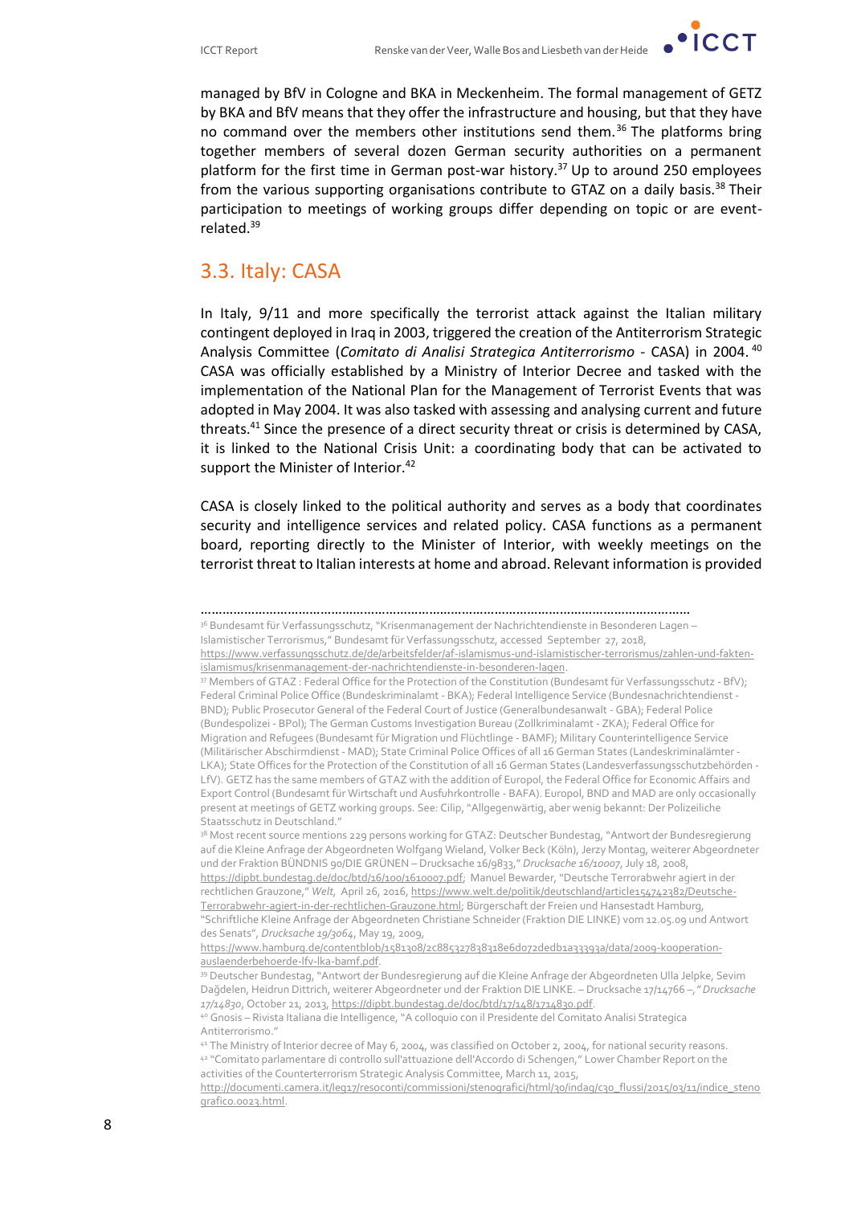managed by BfV in Cologne and BKA in Meckenheim. The formal management of GETZ by BKA and BfV means that they offer the infrastructure and housing, but that they have no command over the members other institutions send them.[36] The platforms bring together members of several dozen German security authorities on a permanent platform for the first time in German post-war history.[37] Up to around 250 employees from the various supporting organisations contribute to GTAZ on a daily basis.[38] Their participation to meetings of working groups differ depending on topic or are event-related.[39]

## 3.3. Italy: CASA

In Italy, 9/11 and more specifically the terrorist attack against the Italian military contingent deployed in Iraq in 2003, triggered the creation of the Antiterrorism Strategic Analysis Committee (*Comitato di Analisi Strategica Antiterrorismo* - CASA) in 2004.[40] CASA was officially established by a Ministry of Interior Decree and tasked with the implementation of the National Plan for the Management of Terrorist Events that was adopted in May 2004. It was also tasked with assessing and analysing current and future threats.[41] Since the presence of a direct security threat or crisis is determined by CASA, it is linked to the National Crisis Unit: a coordinating body that can be activated to support the Minister of Interior.[42]

CASA is closely linked to the political authority and serves as a body that coordinates security and intelligence services and related policy. CASA functions as a permanent board, reporting directly to the Minister of Interior, with weekly meetings on the terrorist threat to Italian interests at home and abroad. Relevant information is provided

---

[36] Bundesamt für Verfassungsschutz, "Krisenmanagement der Nachrichtendienste in Besonderen Lagen – Islamistischer Terrorismus," Bundesamt für Verfassungsschutz, accessed September 27, 2018, https://www.verfassungsschutz.de/de/arbeitsfelder/af-islamismus-und-islamistischer-terrorismus/zahlen-und-fakten-islamismus/krisenmanagement-der-nachrichtendienste-in-besonderen-lagen.

[37] Members of GTAZ : Federal Office for the Protection of the Constitution (Bundesamt für Verfassungsschutz - BfV); Federal Criminal Police Office (Bundeskriminalamt - BKA); Federal Intelligence Service (Bundesnachrichtendienst - BND); Public Prosecutor General of the Federal Court of Justice (Generalbundesanwalt - GBA); Federal Police (Bundespolizei - BPol); The German Customs Investigation Bureau (Zollkriminalamt - ZKA); Federal Office for Migration and Refugees (Bundesamt für Migration und Flüchtlinge - BAMF); Military Counterintelligence Service (Militärischer Abschirmdienst - MAD); State Criminal Police Offices of all 16 German States (Landeskriminalämter - LKA); State Offices for the Protection of the Constitution of all 16 German States (Landesverfassungsschutzbehörden - LfV). GETZ has the same members of GTAZ with the addition of Europol, the Federal Office for Economic Affairs and Export Control (Bundesamt für Wirtschaft und Ausfuhrkontrolle - BAFA). Europol, BND and MAD are only occasionally present at meetings of GETZ working groups. See: Cilip, "Allgegenwärtig, aber wenig bekannt: Der Polizeiliche Staatsschutz in Deutschland."

[38] Most recent source mentions 229 persons working for GTAZ: Deutscher Bundestag, "Antwort der Bundesregierung auf die Kleine Anfrage der Abgeordneten Wolfgang Wieland, Volker Beck (Köln), Jerzy Montag, weiterer Abgeordneter und der Fraktion BÜNDNIS 90/DIE GRÜNEN – Drucksache 16/9833," *Drucksache 16/10007*, July 18, 2008, https://dipbt.bundestag.de/doc/btd/16/100/1610007.pdf; Manuel Bewarder, "Deutsche Terrorabwehr agiert in der rechtlichen Grauzone," *Welt*, April 26, 2016, https://www.welt.de/politik/deutschland/article154742382/Deutsche-Terrorabwehr-agiert-in-der-rechtlichen-Grauzone.html; Bürgerschaft der Freien und Hansestadt Hamburg, "Schriftliche Kleine Anfrage der Abgeordneten Christiane Schneider (Fraktion DIE LINKE) vom 12.05.09 und Antwort des Senats", *Drucksache 19/3064*, May 19, 2009, https://www.hamburg.de/contentblob/1581308/2c885327838318e6d072dedb1a33393a/data/2009-kooperation-auslaenderbehoerde-lfv-lka-bamf.pdf.

[39] Deutscher Bundestag, "Antwort der Bundesregierung auf die Kleine Anfrage der Abgeordneten Ulla Jelpke, Sevim Dağdelen, Heidrun Dittrich, weiterer Abgeordneter und der Fraktion DIE LINKE. – Drucksache 17/14766 –," *Drucksache 17/14830*, October 21, 2013, https://dipbt.bundestag.de/doc/btd/17/148/1714830.pdf.

[40] Gnosis – Rivista Italiana die Intelligence, "A colloquio con il Presidente del Comitato Analisi Strategica Antiterrorismo."

[41] The Ministry of Interior decree of May 6, 2004, was classified on October 2, 2004, for national security reasons.

[42] "Comitato parlamentare di controllo sull'attuazione dell'Accordo di Schengen," Lower Chamber Report on the activities of the Counterterrorism Strategic Analysis Committee, March 11, 2015, http://documenti.camera.it/leg17/resoconti/commissioni/stenografici/html/30/indag/c30_flussi/2015/03/11/indice_stenografico.0023.html.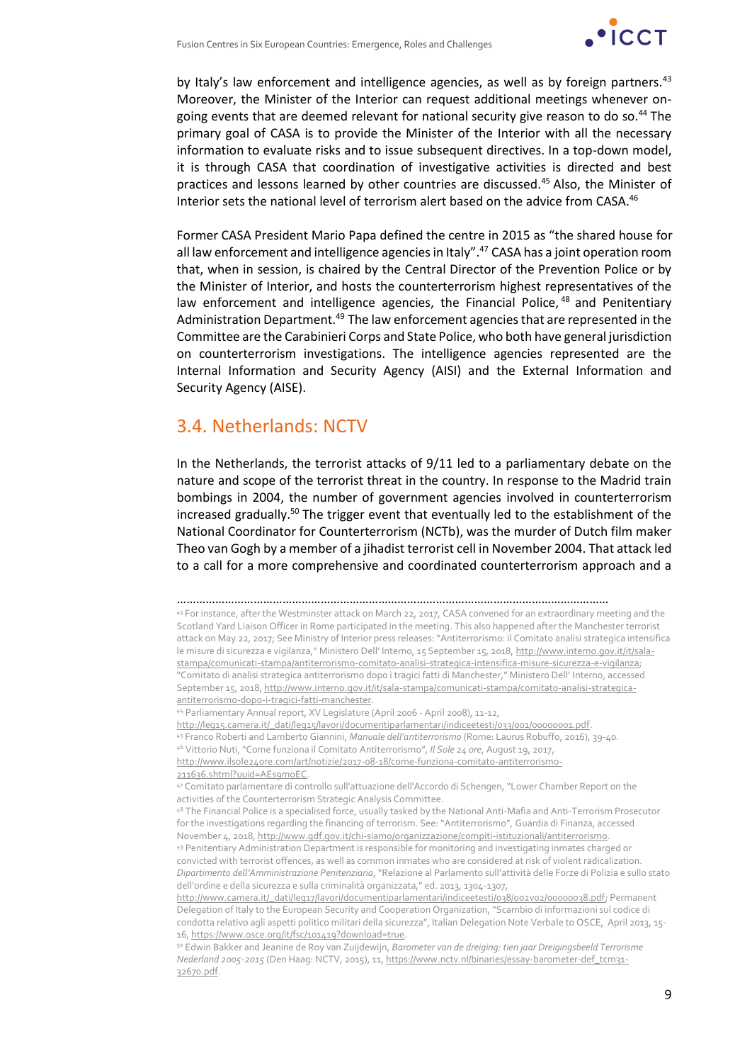by Italy's law enforcement and intelligence agencies, as well as by foreign partners.[43] Moreover, the Minister of the Interior can request additional meetings whenever on-going events that are deemed relevant for national security give reason to do so.[44] The primary goal of CASA is to provide the Minister of the Interior with all the necessary information to evaluate risks and to issue subsequent directives. In a top-down model, it is through CASA that coordination of investigative activities is directed and best practices and lessons learned by other countries are discussed.[45] Also, the Minister of Interior sets the national level of terrorism alert based on the advice from CASA.[46]

Former CASA President Mario Papa defined the centre in 2015 as "the shared house for all law enforcement and intelligence agencies in Italy".[47] CASA has a joint operation room that, when in session, is chaired by the Central Director of the Prevention Police or by the Minister of Interior, and hosts the counterterrorism highest representatives of the law enforcement and intelligence agencies, the Financial Police,[48] and Penitentiary Administration Department.[49] The law enforcement agencies that are represented in the Committee are the Carabinieri Corps and State Police, who both have general jurisdiction on counterterrorism investigations. The intelligence agencies represented are the Internal Information and Security Agency (AISI) and the External Information and Security Agency (AISE).

## 3.4. Netherlands: NCTV

In the Netherlands, the terrorist attacks of 9/11 led to a parliamentary debate on the nature and scope of the terrorist threat in the country. In response to the Madrid train bombings in 2004, the number of government agencies involved in counterterrorism increased gradually.[50] The trigger event that eventually led to the establishment of the National Coordinator for Counterterrorism (NCTb), was the murder of Dutch film maker Theo van Gogh by a member of a jihadist terrorist cell in November 2004. That attack led to a call for a more comprehensive and coordinated counterterrorism approach and a

---

[43] For instance, after the Westminster attack on March 22, 2017, CASA convened for an extraordinary meeting and the Scotland Yard Liaison Officer in Rome participated in the meeting. This also happened after the Manchester terrorist attack on May 22, 2017; See Ministry of Interior press releases: "Antiterrorismo: il Comitato analisi strategica intensifica le misure di sicurezza e vigilanza," Ministero Dell' Interno, 15 September 15, 2018, http://www.interno.gov.it/it/sala-stampa/comunicati-stampa/antiterrorismo-comitato-analisi-strategica-intensifica-misure-sicurezza-e-vigilanza; "Comitato di analisi strategica antiterrorismo dopo i tragici fatti di Manchester," Ministero Dell' Interno, accessed September 15, 2018, http://www.interno.gov.it/it/sala-stampa/comunicati-stampa/comitato-analisi-strategica-antiterrorismo-dopo-i-tragici-fatti-manchester.

[44] Parliamentary Annual report, XV Legislature (April 2006 - April 2008), 11-12, http://leg15.camera.it/_dati/leg15/lavori/documentiparlamentari/indiceetesti/033/001/00000001.pdf.

[45] Franco Roberti and Lamberto Giannini, *Manuale dell'antiterrorismo* (Rome: Laurus Robuffo, 2016), 39-40.

[46] Vittorio Nuti, "Come funziona il Comitato Antiterrorismo", *Il Sole 24 ore*, August 19, 2017, http://www.ilsole24ore.com/art/notizie/2017-08-18/come-funziona-comitato-antiterrorismo-211636.shtml?uuid=AEs9moEC.

[47] Comitato parlamentare di controllo sull'attuazione dell'Accordo di Schengen, "Lower Chamber Report on the activities of the Counterterrorism Strategic Analysis Committee.

[48] The Financial Police is a specialised force, usually tasked by the National Anti-Mafia and Anti-Terrorism Prosecutor for the investigations regarding the financing of terrorism. See: "Antiterrorismo", Guardia di Finanza, accessed November 4, 2018, http://www.gdf.gov.it/chi-siamo/organizzazione/compiti-istituzionali/antiterrorismo.

[49] Penitentiary Administration Department is responsible for monitoring and investigating inmates charged or convicted with terrorist offences, as well as common inmates who are considered at risk of violent radicalization. *Dipartimento dell'Amministrazione Penitenziaria*, "Relazione al Parlamento sull'attività delle Forze di Polizia e sullo stato dell'ordine e della sicurezza e sulla criminalità organizzata," ed. 2013, 1304-1307, http://www.camera.it/_dati/leg17/lavori/documentiparlamentari/indiceetesti/038/002v02/00000038.pdf; Permanent Delegation of Italy to the European Security and Cooperation Organization, "Scambio di informazioni sul codice di condotta relativo agli aspetti politico militari della sicurezza", Italian Delegation Note Verbale to OSCE, April 2013, 15-16, https://www.osce.org/it/fsc/101419?download=true.

[50] Edwin Bakker and Jeanine de Roy van Zuijdewijn, *Barometer van de dreiging: tien jaar Dreigingsbeeld Terrorisme Nederland 2005-2015* (Den Haag: NCTV, 2015), 11, https://www.nctv.nl/binaries/essay-barometer-def_tcm31-32670.pdf.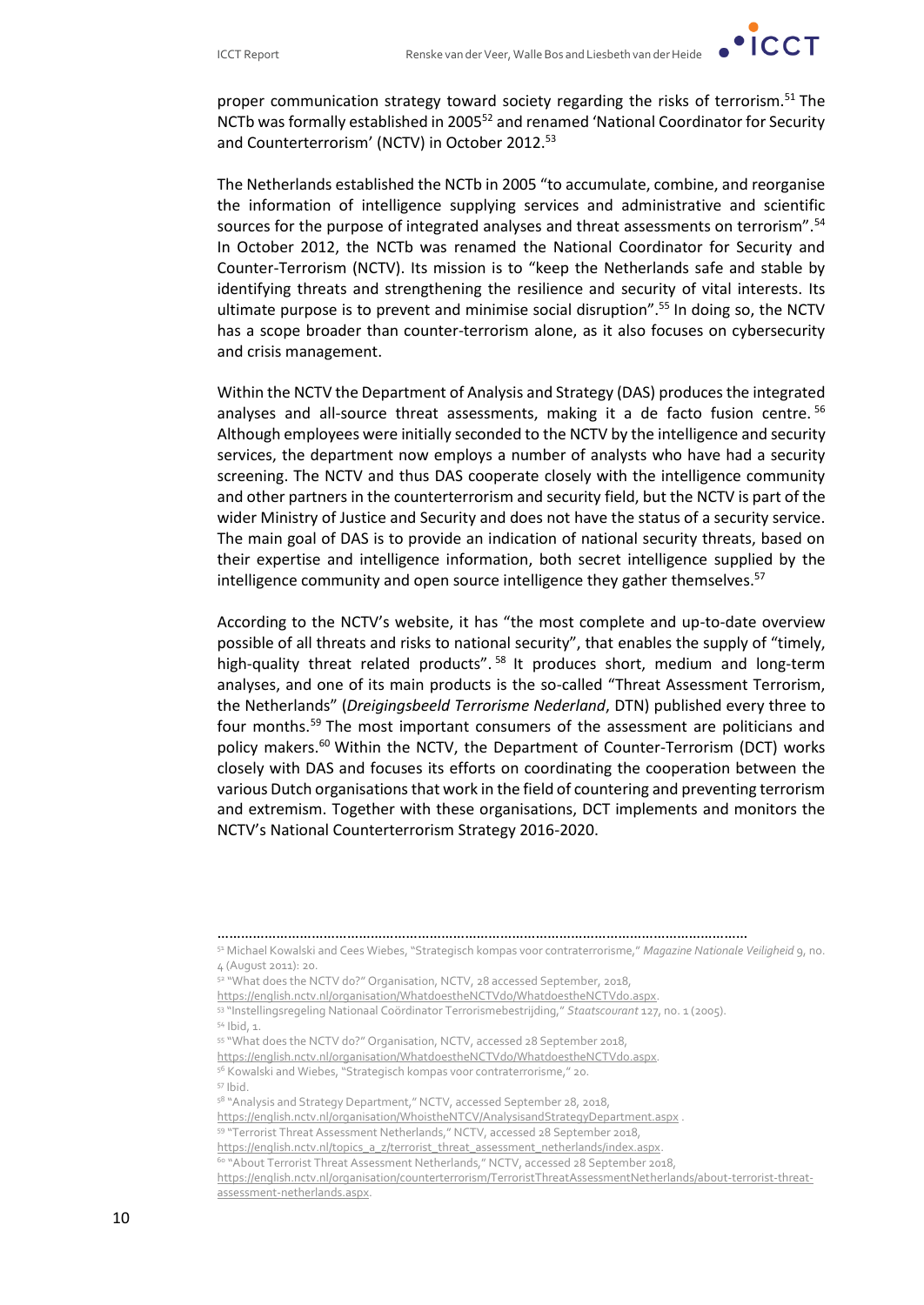proper communication strategy toward society regarding the risks of terrorism.[51] The NCTb was formally established in 2005[52] and renamed 'National Coordinator for Security and Counterterrorism' (NCTV) in October 2012.[53]

The Netherlands established the NCTb in 2005 "to accumulate, combine, and reorganise the information of intelligence supplying services and administrative and scientific sources for the purpose of integrated analyses and threat assessments on terrorism".[54] In October 2012, the NCTb was renamed the National Coordinator for Security and Counter-Terrorism (NCTV). Its mission is to "keep the Netherlands safe and stable by identifying threats and strengthening the resilience and security of vital interests. Its ultimate purpose is to prevent and minimise social disruption".[55] In doing so, the NCTV has a scope broader than counter-terrorism alone, as it also focuses on cybersecurity and crisis management.

Within the NCTV the Department of Analysis and Strategy (DAS) produces the integrated analyses and all-source threat assessments, making it a de facto fusion centre.[56] Although employees were initially seconded to the NCTV by the intelligence and security services, the department now employs a number of analysts who have had a security screening. The NCTV and thus DAS cooperate closely with the intelligence community and other partners in the counterterrorism and security field, but the NCTV is part of the wider Ministry of Justice and Security and does not have the status of a security service. The main goal of DAS is to provide an indication of national security threats, based on their expertise and intelligence information, both secret intelligence supplied by the intelligence community and open source intelligence they gather themselves.[57]

According to the NCTV's website, it has "the most complete and up-to-date overview possible of all threats and risks to national security", that enables the supply of "timely, high-quality threat related products".[58] It produces short, medium and long-term analyses, and one of its main products is the so-called "Threat Assessment Terrorism, the Netherlands" (*Dreigingsbeeld Terrorisme Nederland*, DTN) published every three to four months.[59] The most important consumers of the assessment are politicians and policy makers.[60] Within the NCTV, the Department of Counter-Terrorism (DCT) works closely with DAS and focuses its efforts on coordinating the cooperation between the various Dutch organisations that work in the field of countering and preventing terrorism and extremism. Together with these organisations, DCT implements and monitors the NCTV's National Counterterrorism Strategy 2016-2020.

---

[51] Michael Kowalski and Cees Wiebes, "Strategisch kompas voor contraterrorisme," *Magazine Nationale Veiligheid* 9, no. 4 (August 2011): 20.
[52] "What does the NCTV do?" Organisation, NCTV, 28 accessed September, 2018, https://english.nctv.nl/organisation/WhatdoestheNCTVdo/WhatdoestheNCTVdo.aspx.
[53] "Instellingsregeling Nationaal Coördinator Terrorismebestrijding," *Staatscourant* 127, no. 1 (2005).
[54] Ibid, 1.
[55] "What does the NCTV do?" Organisation, NCTV, accessed 28 September 2018, https://english.nctv.nl/organisation/WhatdoestheNCTVdo/WhatdoestheNCTVdo.aspx.
[56] Kowalski and Wiebes, "Strategisch kompas voor contraterrorisme," 20.
[57] Ibid.
[58] "Analysis and Strategy Department," NCTV, accessed September 28, 2018, https://english.nctv.nl/organisation/WhoistheNCTV/AnalysisandStrategyDepartment.aspx .
[59] "Terrorist Threat Assessment Netherlands," NCTV, accessed 28 September 2018, https://english.nctv.nl/topics_a_z/terrorist_threat_assessment_netherlands/index.aspx.
[60] "About Terrorist Threat Assessment Netherlands," NCTV, accessed 28 September 2018, https://english.nctv.nl/organisation/counterterrorism/TerroristThreatAssessmentNetherlands/about-terrorist-threat-assessment-netherlands.aspx.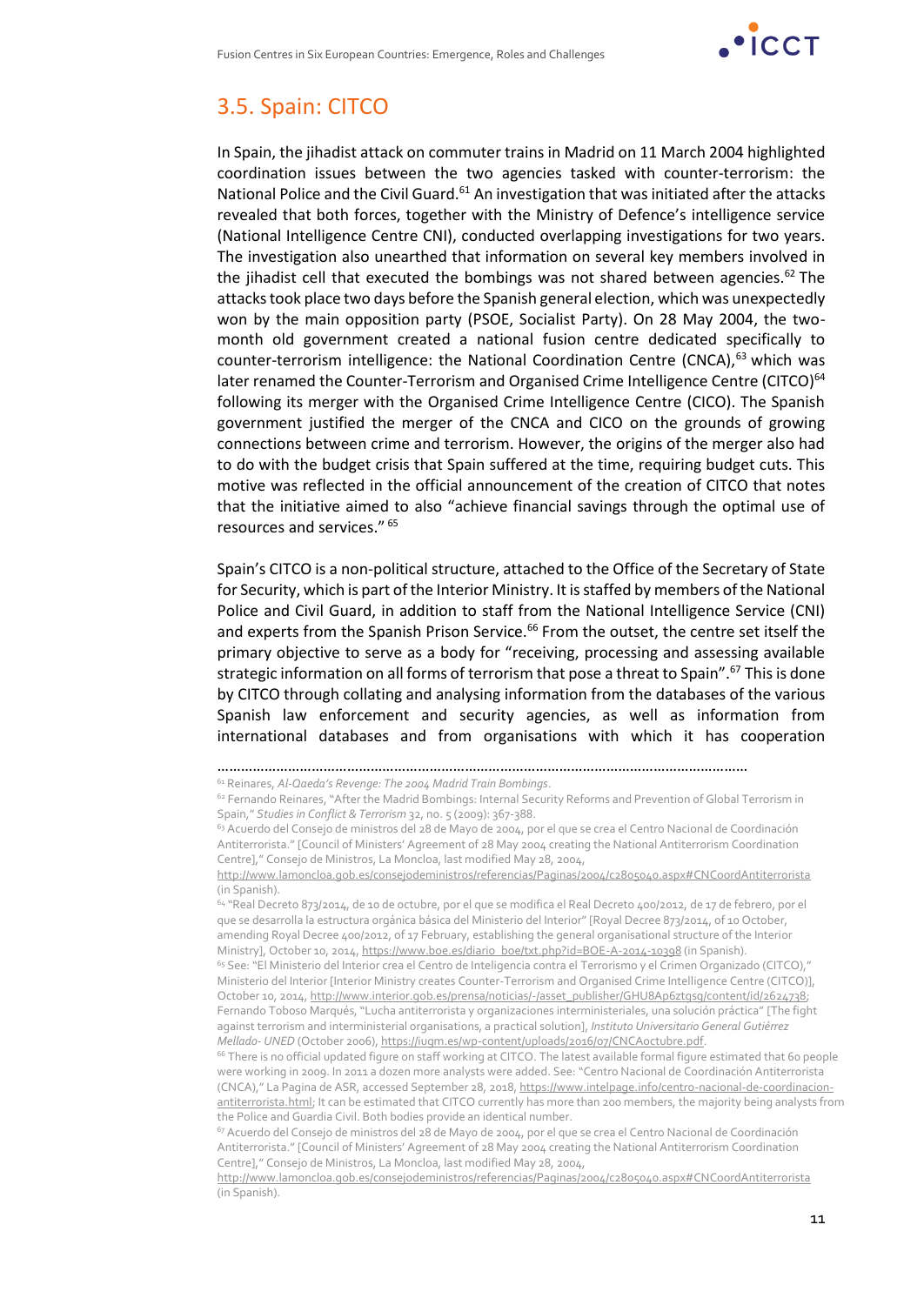## 3.5. Spain: CITCO

In Spain, the jihadist attack on commuter trains in Madrid on 11 March 2004 highlighted coordination issues between the two agencies tasked with counter-terrorism: the National Police and the Civil Guard.[61] An investigation that was initiated after the attacks revealed that both forces, together with the Ministry of Defence's intelligence service (National Intelligence Centre CNI), conducted overlapping investigations for two years. The investigation also unearthed that information on several key members involved in the jihadist cell that executed the bombings was not shared between agencies.[62] The attacks took place two days before the Spanish general election, which was unexpectedly won by the main opposition party (PSOE, Socialist Party). On 28 May 2004, the two-month old government created a national fusion centre dedicated specifically to counter-terrorism intelligence: the National Coordination Centre (CNCA),[63] which was later renamed the Counter-Terrorism and Organised Crime Intelligence Centre (CITCO)[64] following its merger with the Organised Crime Intelligence Centre (CICO). The Spanish government justified the merger of the CNCA and CICO on the grounds of growing connections between crime and terrorism. However, the origins of the merger also had to do with the budget crisis that Spain suffered at the time, requiring budget cuts. This motive was reflected in the official announcement of the creation of CITCO that notes that the initiative aimed to also "achieve financial savings through the optimal use of resources and services." [65]

Spain's CITCO is a non-political structure, attached to the Office of the Secretary of State for Security, which is part of the Interior Ministry. It is staffed by members of the National Police and Civil Guard, in addition to staff from the National Intelligence Service (CNI) and experts from the Spanish Prison Service.[66] From the outset, the centre set itself the primary objective to serve as a body for "receiving, processing and assessing available strategic information on all forms of terrorism that pose a threat to Spain".[67] This is done by CITCO through collating and analysing information from the databases of the various Spanish law enforcement and security agencies, as well as information from international databases and from organisations with which it has cooperation

---

[61] Reinares, *Al-Qaeda's Revenge: The 2004 Madrid Train Bombings*.

[62] Fernando Reinares, "After the Madrid Bombings: Internal Security Reforms and Prevention of Global Terrorism in Spain," *Studies in Conflict & Terrorism* 32, no. 5 (2009): 367-388.

[63] Acuerdo del Consejo de ministros del 28 de Mayo de 2004, por el que se crea el Centro Nacional de Coordinación Antiterrorista." [Council of Ministers' Agreement of 28 May 2004 creating the National Antiterrorism Coordination Centre]," Consejo de Ministros, La Moncloa, last modified May 28, 2004, http://www.lamoncloa.gob.es/consejodeministros/referencias/Paginas/2004/c2805040.aspx#CNCoordAntiterrorista (in Spanish).

[64] "Real Decreto 873/2014, de 10 de octubre, por el que se modifica el Real Decreto 400/2012, de 17 de febrero, por el que se desarrolla la estructura orgánica básica del Ministerio del Interior" [Royal Decree 873/2014, of 10 October, amending Royal Decree 400/2012, of 17 February, establishing the general organisational structure of the Interior Ministry], October 10, 2014, https://www.boe.es/diario_boe/txt.php?id=BOE-A-2014-10398 (in Spanish).

[65] See: "El Ministerio del Interior crea el Centro de Inteligencia contra el Terrorismo y el Crimen Organizado (CITCO)," Ministerio del Interior [Interior Ministry creates Counter-Terrorism and Organised Crime Intelligence Centre (CITCO)], October 10, 2014, http://www.interior.gob.es/prensa/noticias/-/asset_publisher/GHU8Ap6ztgsg/content/id/2624738; Fernando Toboso Marqués, "Lucha antiterrorista y organizaciones interministeriales, una solución práctica" [The fight against terrorism and interministerial organisations, a practical solution], *Instituto Universitario General Gutiérrez Mellado- UNED* (October 2006), https://iugm.es/wp-content/uploads/2016/07/CNCAoctubre.pdf.

[66] There is no official updated figure on staff working at CITCO. The latest available formal figure estimated that 60 people were working in 2009. In 2011 a dozen more analysts were added. See: "Centro Nacional de Coordinación Antiterrorista (CNCA)," La Pagina de ASR, accessed September 28, 2018, https://www.intelpage.info/centro-nacional-de-coordinacion-antiterrorista.html; It can be estimated that CITCO currently has more than 200 members, the majority being analysts from the Police and Guardia Civil. Both bodies provide an identical number.

[67] Acuerdo del Consejo de ministros del 28 de Mayo de 2004, por el que se crea el Centro Nacional de Coordinación Antiterrorista." [Council of Ministers' Agreement of 28 May 2004 creating the National Antiterrorism Coordination Centre]," Consejo de Ministros, La Moncloa, last modified May 28, 2004, http://www.lamoncloa.gob.es/consejodeministros/referencias/Paginas/2004/c2805040.aspx#CNCoordAntiterrorista (in Spanish).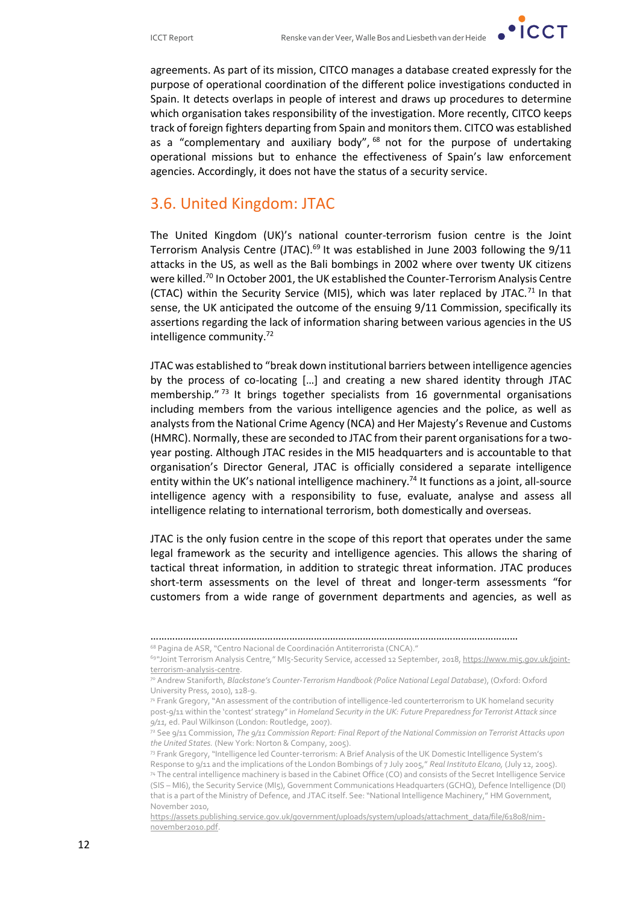agreements. As part of its mission, CITCO manages a database created expressly for the purpose of operational coordination of the different police investigations conducted in Spain. It detects overlaps in people of interest and draws up procedures to determine which organisation takes responsibility of the investigation. More recently, CITCO keeps track of foreign fighters departing from Spain and monitors them. CITCO was established as a "complementary and auxiliary body", [68] not for the purpose of undertaking operational missions but to enhance the effectiveness of Spain's law enforcement agencies. Accordingly, it does not have the status of a security service.

## 3.6. United Kingdom: JTAC

The United Kingdom (UK)'s national counter-terrorism fusion centre is the Joint Terrorism Analysis Centre (JTAC).[69] It was established in June 2003 following the 9/11 attacks in the US, as well as the Bali bombings in 2002 where over twenty UK citizens were killed.[70] In October 2001, the UK established the Counter-Terrorism Analysis Centre (CTAC) within the Security Service (MI5), which was later replaced by JTAC.[71] In that sense, the UK anticipated the outcome of the ensuing 9/11 Commission, specifically its assertions regarding the lack of information sharing between various agencies in the US intelligence community.[72]

JTAC was established to "break down institutional barriers between intelligence agencies by the process of co-locating [...] and creating a new shared identity through JTAC membership." [73] It brings together specialists from 16 governmental organisations including members from the various intelligence agencies and the police, as well as analysts from the National Crime Agency (NCA) and Her Majesty's Revenue and Customs (HMRC). Normally, these are seconded to JTAC from their parent organisations for a two-year posting. Although JTAC resides in the MI5 headquarters and is accountable to that organisation's Director General, JTAC is officially considered a separate intelligence entity within the UK's national intelligence machinery.[74] It functions as a joint, all-source intelligence agency with a responsibility to fuse, evaluate, analyse and assess all intelligence relating to international terrorism, both domestically and overseas.

JTAC is the only fusion centre in the scope of this report that operates under the same legal framework as the security and intelligence agencies. This allows the sharing of tactical threat information, in addition to strategic threat information. JTAC produces short-term assessments on the level of threat and longer-term assessments "for customers from a wide range of government departments and agencies, as well as

---

[68] Pagina de ASR, "Centro Nacional de Coordinación Antiterrorista (CNCA)."

[69] "Joint Terrorism Analysis Centre," MI5-Security Service, accessed 12 September, 2018, https://www.mi5.gov.uk/joint-terrorism-analysis-centre.

[70] Andrew Staniforth, *Blackstone's Counter-Terrorism Handbook (Police National Legal Database)*, (Oxford: Oxford University Press, 2010), 128-9.

[71] Frank Gregory, "An assessment of the contribution of intelligence-led counterterrorism to UK homeland security post-9/11 within the 'contest' strategy" in *Homeland Security in the UK: Future Preparedness for Terrorist Attack since 9/11*, ed. Paul Wilkinson (London: Routledge, 2007).

[72] See 9/11 Commission, *The 9/11 Commission Report: Final Report of the National Commission on Terrorist Attacks upon the United States.* (New York: Norton & Company, 2005).

[73] Frank Gregory, "Intelligence led Counter-terrorism: A Brief Analysis of the UK Domestic Intelligence System's Response to 9/11 and the implications of the London Bombings of 7 July 2005," *Real Instituto Elcano,* (July 12, 2005).

[74] The central intelligence machinery is based in the Cabinet Office (CO) and consists of the Secret Intelligence Service (SIS – MI6), the Security Service (MI5), Government Communications Headquarters (GCHQ), Defence Intelligence (DI) that is a part of the Ministry of Defence, and JTAC itself. See: "National Intelligence Machinery," HM Government, November 2010, https://assets.publishing.service.gov.uk/government/uploads/system/uploads/attachment_data/file/61808/nim-november2010.pdf.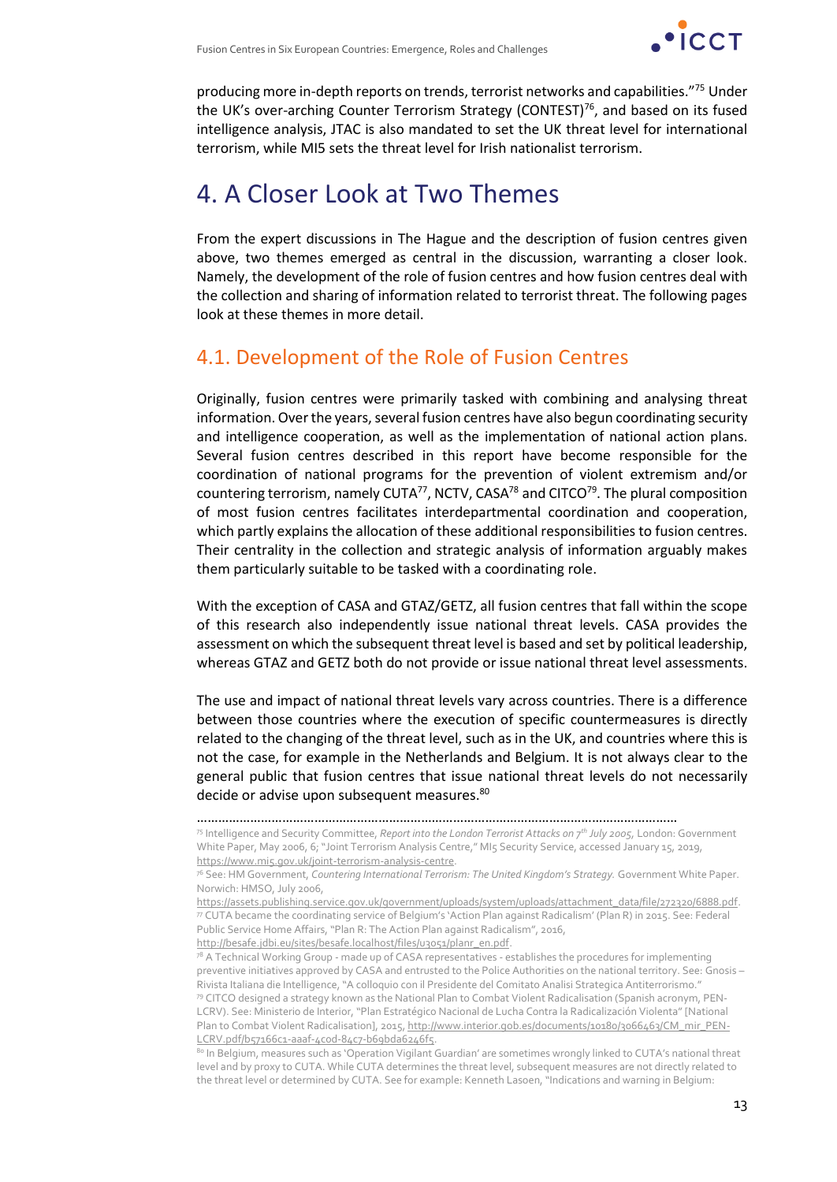producing more in-depth reports on trends, terrorist networks and capabilities."[75] Under the UK's over-arching Counter Terrorism Strategy (CONTEST)[76], and based on its fused intelligence analysis, JTAC is also mandated to set the UK threat level for international terrorism, while MI5 sets the threat level for Irish nationalist terrorism.

# 4. A Closer Look at Two Themes

From the expert discussions in The Hague and the description of fusion centres given above, two themes emerged as central in the discussion, warranting a closer look. Namely, the development of the role of fusion centres and how fusion centres deal with the collection and sharing of information related to terrorist threat. The following pages look at these themes in more detail.

## 4.1. Development of the Role of Fusion Centres

Originally, fusion centres were primarily tasked with combining and analysing threat information. Over the years, several fusion centres have also begun coordinating security and intelligence cooperation, as well as the implementation of national action plans. Several fusion centres described in this report have become responsible for the coordination of national programs for the prevention of violent extremism and/or countering terrorism, namely CUTA[77], NCTV, CASA[78] and CITCO[79]. The plural composition of most fusion centres facilitates interdepartmental coordination and cooperation, which partly explains the allocation of these additional responsibilities to fusion centres. Their centrality in the collection and strategic analysis of information arguably makes them particularly suitable to be tasked with a coordinating role.

With the exception of CASA and GTAZ/GETZ, all fusion centres that fall within the scope of this research also independently issue national threat levels. CASA provides the assessment on which the subsequent threat level is based and set by political leadership, whereas GTAZ and GETZ both do not provide or issue national threat level assessments.

The use and impact of national threat levels vary across countries. There is a difference between those countries where the execution of specific countermeasures is directly related to the changing of the threat level, such as in the UK, and countries where this is not the case, for example in the Netherlands and Belgium. It is not always clear to the general public that fusion centres that issue national threat levels do not necessarily decide or advise upon subsequent measures.[80]

---

[75] Intelligence and Security Committee, *Report into the London Terrorist Attacks on 7th July 2005*, London: Government White Paper, May 2006, 6; "Joint Terrorism Analysis Centre," MI5 Security Service, accessed January 15, 2019, https://www.mi5.gov.uk/joint-terrorism-analysis-centre.

[76] See: HM Government, *Countering International Terrorism: The United Kingdom's Strategy.* Government White Paper. Norwich: HMSO, July 2006, https://assets.publishing.service.gov.uk/government/uploads/system/uploads/attachment_data/file/272320/6888.pdf.

[77] CUTA became the coordinating service of Belgium's 'Action Plan against Radicalism' (Plan R) in 2015. See: Federal Public Service Home Affairs, "Plan R: The Action Plan against Radicalism", 2016, http://besafe.jdbi.eu/sites/besafe.localhost/files/u3051/planr_en.pdf.

[78] A Technical Working Group - made up of CASA representatives - establishes the procedures for implementing preventive initiatives approved by CASA and entrusted to the Police Authorities on the national territory. See: Gnosis – Rivista Italiana die Intelligence, "A colloquio con il Presidente del Comitato Analisi Strategica Antiterrorismo."

[79] CITCO designed a strategy known as the National Plan to Combat Violent Radicalisation (Spanish acronym, PEN-LCRV). See: Ministerio de Interior, "Plan Estratégico Nacional de Lucha Contra la Radicalización Violenta" [National Plan to Combat Violent Radicalisation], 2015, http://www.interior.gob.es/documents/10180/3066463/CM_mir_PEN-LCRV.pdf/b57166c1-aaaf-4c0d-84c7-b69bda6246f5.

[80] In Belgium, measures such as 'Operation Vigilant Guardian' are sometimes wrongly linked to CUTA's national threat level and by proxy to CUTA. While CUTA determines the threat level, subsequent measures are not directly related to the threat level or determined by CUTA. See for example: Kenneth Lasoen, "Indications and warning in Belgium: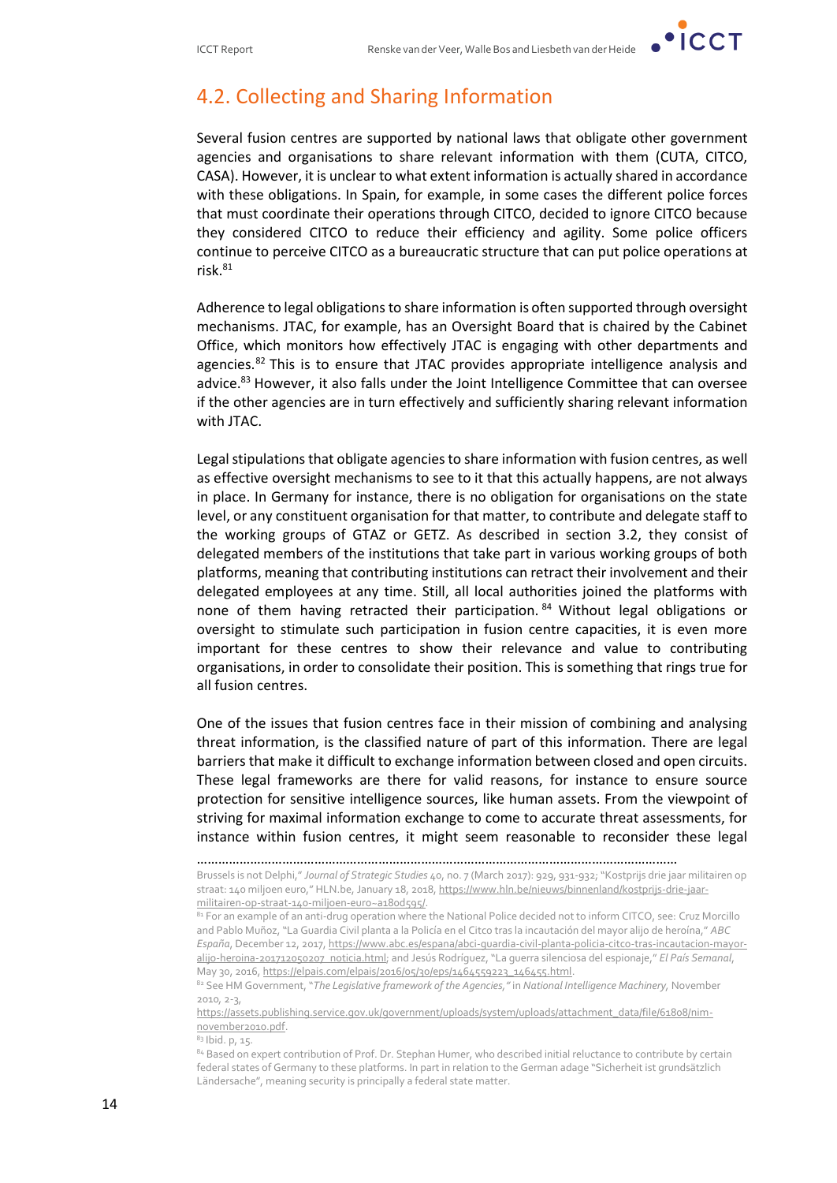## 4.2. Collecting and Sharing Information

Several fusion centres are supported by national laws that obligate other government agencies and organisations to share relevant information with them (CUTA, CITCO, CASA). However, it is unclear to what extent information is actually shared in accordance with these obligations. In Spain, for example, in some cases the different police forces that must coordinate their operations through CITCO, decided to ignore CITCO because they considered CITCO to reduce their efficiency and agility. Some police officers continue to perceive CITCO as a bureaucratic structure that can put police operations at risk.[81]

Adherence to legal obligations to share information is often supported through oversight mechanisms. JTAC, for example, has an Oversight Board that is chaired by the Cabinet Office, which monitors how effectively JTAC is engaging with other departments and agencies.[82] This is to ensure that JTAC provides appropriate intelligence analysis and advice.[83] However, it also falls under the Joint Intelligence Committee that can oversee if the other agencies are in turn effectively and sufficiently sharing relevant information with JTAC.

Legal stipulations that obligate agencies to share information with fusion centres, as well as effective oversight mechanisms to see to it that this actually happens, are not always in place. In Germany for instance, there is no obligation for organisations on the state level, or any constituent organisation for that matter, to contribute and delegate staff to the working groups of GTAZ or GETZ. As described in section 3.2, they consist of delegated members of the institutions that take part in various working groups of both platforms, meaning that contributing institutions can retract their involvement and their delegated employees at any time. Still, all local authorities joined the platforms with none of them having retracted their participation.[84] Without legal obligations or oversight to stimulate such participation in fusion centre capacities, it is even more important for these centres to show their relevance and value to contributing organisations, in order to consolidate their position. This is something that rings true for all fusion centres.

One of the issues that fusion centres face in their mission of combining and analysing threat information, is the classified nature of part of this information. There are legal barriers that make it difficult to exchange information between closed and open circuits. These legal frameworks are there for valid reasons, for instance to ensure source protection for sensitive intelligence sources, like human assets. From the viewpoint of striving for maximal information exchange to come to accurate threat assessments, for instance within fusion centres, it might seem reasonable to reconsider these legal

---

Brussels is not Delphi," *Journal of Strategic Studies* 40, no. 7 (March 2017): 929, 931-932; "Kostprijs drie jaar militairen op straat: 140 miljoen euro," HLN.be, January 18, 2018, https://www.hln.be/nieuws/binnenland/kostprijs-drie-jaar-militairen-op-straat-140-miljoen-euro~a180d595/.

[81] For an example of an anti-drug operation where the National Police decided not to inform CITCO, see: Cruz Morcillo and Pablo Muñoz, "La Guardia Civil planta a la Policía en el Citco tras la incautación del mayor alijo de heroína," *ABC España*, December 12, 2017, https://www.abc.es/espana/abci-guardia-civil-planta-policia-citco-tras-incautacion-mayor-alijo-heroina-201712050207_noticia.html; and Jesús Rodríguez, "La guerra silenciosa del espionaje," *El País Semanal*, May 30, 2016, https://elpais.com/elpais/2016/05/30/eps/1464559223_146455.html.

[82] See HM Government, "*The Legislative framework of the Agencies,*" in *National Intelligence Machinery*, November 2010, 2-3, https://assets.publishing.service.gov.uk/government/uploads/system/uploads/attachment_data/file/61808/nim-november2010.pdf.

[83] Ibid. p, 15.

[84] Based on expert contribution of Prof. Dr. Stephan Humer, who described initial reluctance to contribute by certain federal states of Germany to these platforms. In part in relation to the German adage "Sicherheit ist grundsätzlich Ländersache", meaning security is principally a federal state matter.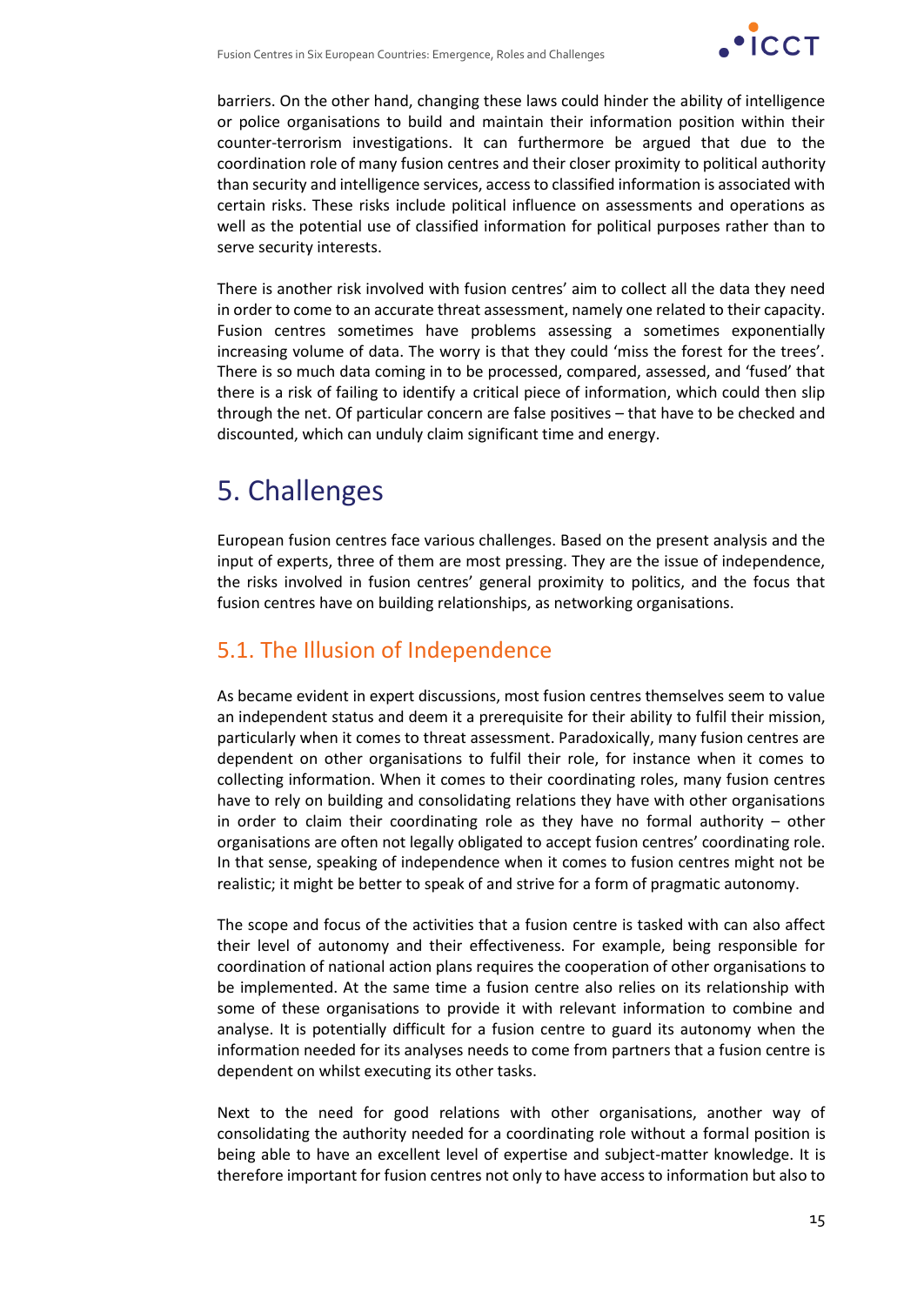barriers. On the other hand, changing these laws could hinder the ability of intelligence or police organisations to build and maintain their information position within their counter-terrorism investigations. It can furthermore be argued that due to the coordination role of many fusion centres and their closer proximity to political authority than security and intelligence services, access to classified information is associated with certain risks. These risks include political influence on assessments and operations as well as the potential use of classified information for political purposes rather than to serve security interests.

There is another risk involved with fusion centres' aim to collect all the data they need in order to come to an accurate threat assessment, namely one related to their capacity. Fusion centres sometimes have problems assessing a sometimes exponentially increasing volume of data. The worry is that they could 'miss the forest for the trees'. There is so much data coming in to be processed, compared, assessed, and 'fused' that there is a risk of failing to identify a critical piece of information, which could then slip through the net. Of particular concern are false positives – that have to be checked and discounted, which can unduly claim significant time and energy.

# 5. Challenges

European fusion centres face various challenges. Based on the present analysis and the input of experts, three of them are most pressing. They are the issue of independence, the risks involved in fusion centres' general proximity to politics, and the focus that fusion centres have on building relationships, as networking organisations.

## 5.1. The Illusion of Independence

As became evident in expert discussions, most fusion centres themselves seem to value an independent status and deem it a prerequisite for their ability to fulfil their mission, particularly when it comes to threat assessment. Paradoxically, many fusion centres are dependent on other organisations to fulfil their role, for instance when it comes to collecting information. When it comes to their coordinating roles, many fusion centres have to rely on building and consolidating relations they have with other organisations in order to claim their coordinating role as they have no formal authority – other organisations are often not legally obligated to accept fusion centres' coordinating role. In that sense, speaking of independence when it comes to fusion centres might not be realistic; it might be better to speak of and strive for a form of pragmatic autonomy.

The scope and focus of the activities that a fusion centre is tasked with can also affect their level of autonomy and their effectiveness. For example, being responsible for coordination of national action plans requires the cooperation of other organisations to be implemented. At the same time a fusion centre also relies on its relationship with some of these organisations to provide it with relevant information to combine and analyse. It is potentially difficult for a fusion centre to guard its autonomy when the information needed for its analyses needs to come from partners that a fusion centre is dependent on whilst executing its other tasks.

Next to the need for good relations with other organisations, another way of consolidating the authority needed for a coordinating role without a formal position is being able to have an excellent level of expertise and subject-matter knowledge. It is therefore important for fusion centres not only to have access to information but also to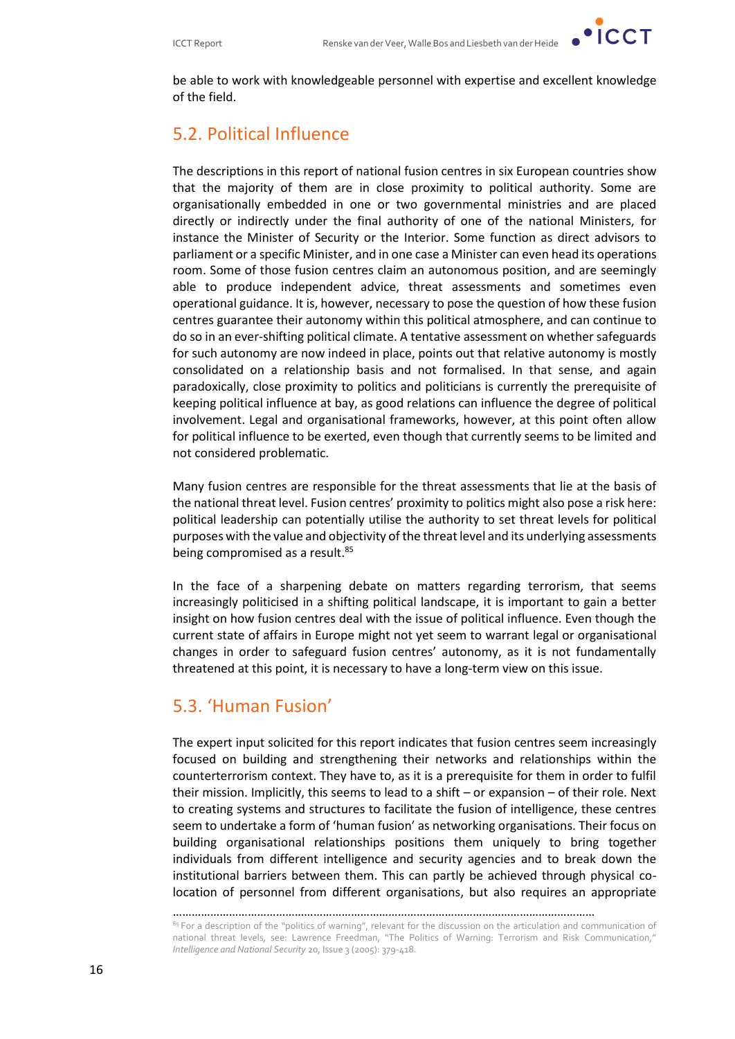be able to work with knowledgeable personnel with expertise and excellent knowledge of the field.

## 5.2. Political Influence

The descriptions in this report of national fusion centres in six European countries show that the majority of them are in close proximity to political authority. Some are organisationally embedded in one or two governmental ministries and are placed directly or indirectly under the final authority of one of the national Ministers, for instance the Minister of Security or the Interior. Some function as direct advisors to parliament or a specific Minister, and in one case a Minister can even head its operations room. Some of those fusion centres claim an autonomous position, and are seemingly able to produce independent advice, threat assessments and sometimes even operational guidance. It is, however, necessary to pose the question of how these fusion centres guarantee their autonomy within this political atmosphere, and can continue to do so in an ever-shifting political climate. A tentative assessment on whether safeguards for such autonomy are now indeed in place, points out that relative autonomy is mostly consolidated on a relationship basis and not formalised. In that sense, and again paradoxically, close proximity to politics and politicians is currently the prerequisite of keeping political influence at bay, as good relations can influence the degree of political involvement. Legal and organisational frameworks, however, at this point often allow for political influence to be exerted, even though that currently seems to be limited and not considered problematic.

Many fusion centres are responsible for the threat assessments that lie at the basis of the national threat level. Fusion centres' proximity to politics might also pose a risk here: political leadership can potentially utilise the authority to set threat levels for political purposes with the value and objectivity of the threat level and its underlying assessments being compromised as a result.[85]

In the face of a sharpening debate on matters regarding terrorism, that seems increasingly politicised in a shifting political landscape, it is important to gain a better insight on how fusion centres deal with the issue of political influence. Even though the current state of affairs in Europe might not yet seem to warrant legal or organisational changes in order to safeguard fusion centres' autonomy, as it is not fundamentally threatened at this point, it is necessary to have a long-term view on this issue.

## 5.3. 'Human Fusion'

The expert input solicited for this report indicates that fusion centres seem increasingly focused on building and strengthening their networks and relationships within the counterterrorism context. They have to, as it is a prerequisite for them in order to fulfil their mission. Implicitly, this seems to lead to a shift – or expansion – of their role. Next to creating systems and structures to facilitate the fusion of intelligence, these centres seem to undertake a form of 'human fusion' as networking organisations. Their focus on building organisational relationships positions them uniquely to bring together individuals from different intelligence and security agencies and to break down the institutional barriers between them. This can partly be achieved through physical co-location of personnel from different organisations, but also requires an appropriate

---

[85] For a description of the "politics of warning", relevant for the discussion on the articulation and communication of national threat levels, see: Lawrence Freedman, "The Politics of Warning: Terrorism and Risk Communication," *Intelligence and National Security* 20, Issue 3 (2005): 379-418.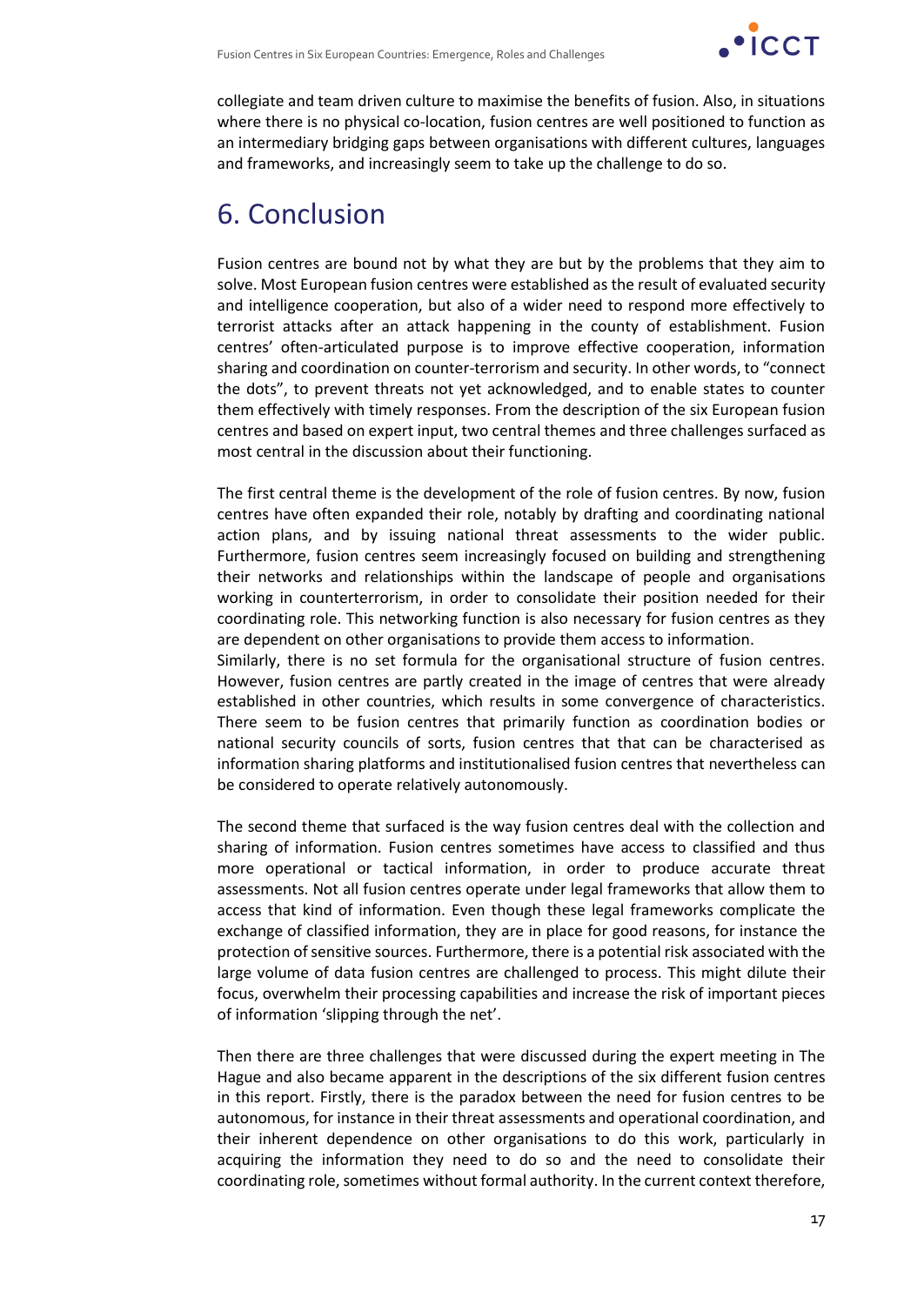collegiate and team driven culture to maximise the benefits of fusion. Also, in situations where there is no physical co-location, fusion centres are well positioned to function as an intermediary bridging gaps between organisations with different cultures, languages and frameworks, and increasingly seem to take up the challenge to do so.

# 6. Conclusion

Fusion centres are bound not by what they are but by the problems that they aim to solve. Most European fusion centres were established as the result of evaluated security and intelligence cooperation, but also of a wider need to respond more effectively to terrorist attacks after an attack happening in the county of establishment. Fusion centres' often-articulated purpose is to improve effective cooperation, information sharing and coordination on counter-terrorism and security. In other words, to "connect the dots", to prevent threats not yet acknowledged, and to enable states to counter them effectively with timely responses. From the description of the six European fusion centres and based on expert input, two central themes and three challenges surfaced as most central in the discussion about their functioning.

The first central theme is the development of the role of fusion centres. By now, fusion centres have often expanded their role, notably by drafting and coordinating national action plans, and by issuing national threat assessments to the wider public. Furthermore, fusion centres seem increasingly focused on building and strengthening their networks and relationships within the landscape of people and organisations working in counterterrorism, in order to consolidate their position needed for their coordinating role. This networking function is also necessary for fusion centres as they are dependent on other organisations to provide them access to information.
Similarly, there is no set formula for the organisational structure of fusion centres. However, fusion centres are partly created in the image of centres that were already established in other countries, which results in some convergence of characteristics. There seem to be fusion centres that primarily function as coordination bodies or national security councils of sorts, fusion centres that that can be characterised as information sharing platforms and institutionalised fusion centres that nevertheless can be considered to operate relatively autonomously.

The second theme that surfaced is the way fusion centres deal with the collection and sharing of information. Fusion centres sometimes have access to classified and thus more operational or tactical information, in order to produce accurate threat assessments. Not all fusion centres operate under legal frameworks that allow them to access that kind of information. Even though these legal frameworks complicate the exchange of classified information, they are in place for good reasons, for instance the protection of sensitive sources. Furthermore, there is a potential risk associated with the large volume of data fusion centres are challenged to process. This might dilute their focus, overwhelm their processing capabilities and increase the risk of important pieces of information 'slipping through the net'.

Then there are three challenges that were discussed during the expert meeting in The Hague and also became apparent in the descriptions of the six different fusion centres in this report. Firstly, there is the paradox between the need for fusion centres to be autonomous, for instance in their threat assessments and operational coordination, and their inherent dependence on other organisations to do this work, particularly in acquiring the information they need to do so and the need to consolidate their coordinating role, sometimes without formal authority. In the current context therefore,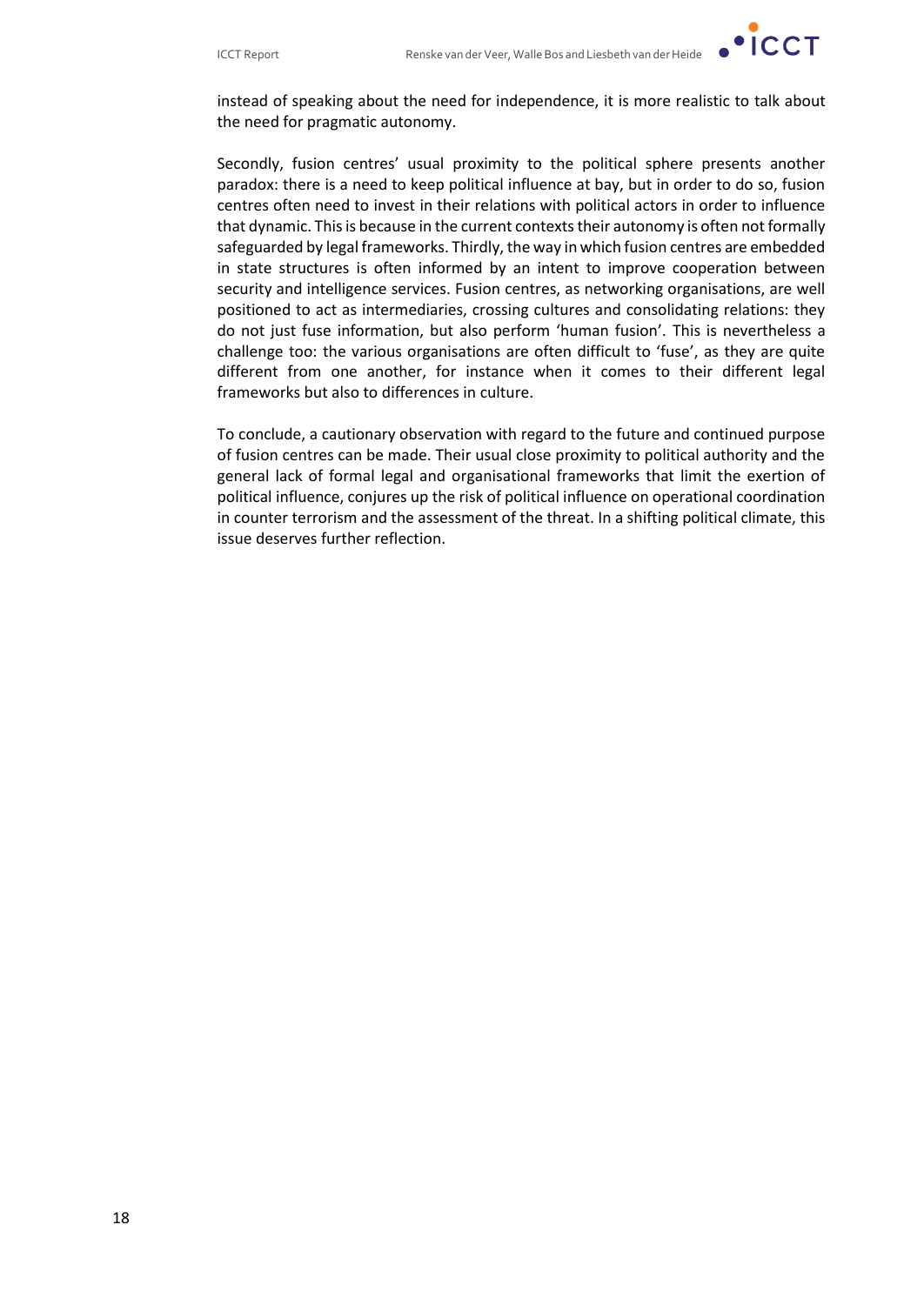instead of speaking about the need for independence, it is more realistic to talk about the need for pragmatic autonomy.

Secondly, fusion centres' usual proximity to the political sphere presents another paradox: there is a need to keep political influence at bay, but in order to do so, fusion centres often need to invest in their relations with political actors in order to influence that dynamic. This is because in the current contexts their autonomy is often not formally safeguarded by legal frameworks. Thirdly, the way in which fusion centres are embedded in state structures is often informed by an intent to improve cooperation between security and intelligence services. Fusion centres, as networking organisations, are well positioned to act as intermediaries, crossing cultures and consolidating relations: they do not just fuse information, but also perform 'human fusion'. This is nevertheless a challenge too: the various organisations are often difficult to 'fuse', as they are quite different from one another, for instance when it comes to their different legal frameworks but also to differences in culture.

To conclude, a cautionary observation with regard to the future and continued purpose of fusion centres can be made. Their usual close proximity to political authority and the general lack of formal legal and organisational frameworks that limit the exertion of political influence, conjures up the risk of political influence on operational coordination in counter terrorism and the assessment of the threat. In a shifting political climate, this issue deserves further reflection.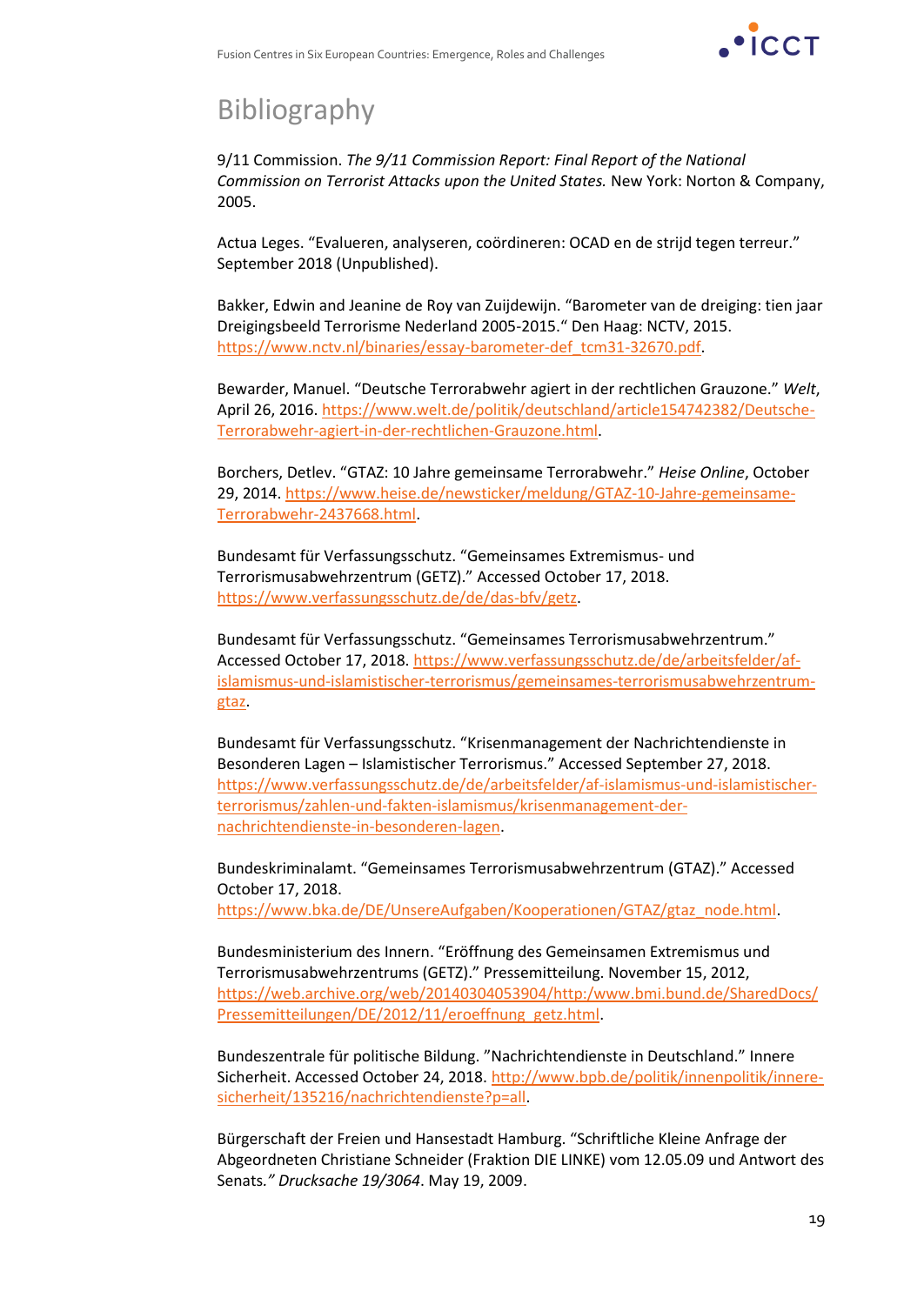# Bibliography

9/11 Commission. *The 9/11 Commission Report: Final Report of the National Commission on Terrorist Attacks upon the United States.* New York: Norton & Company, 2005.

Actua Leges. "Evalueren, analyseren, coördineren: OCAD en de strijd tegen terreur." September 2018 (Unpublished).

Bakker, Edwin and Jeanine de Roy van Zuijdewijn. "Barometer van de dreiging: tien jaar Dreigingsbeeld Terrorisme Nederland 2005-2015." Den Haag: NCTV, 2015. https://www.nctv.nl/binaries/essay-barometer-def_tcm31-32670.pdf.

Bewarder, Manuel. "Deutsche Terrorabwehr agiert in der rechtlichen Grauzone." *Welt*, April 26, 2016. https://www.welt.de/politik/deutschland/article154742382/Deutsche-Terrorabwehr-agiert-in-der-rechtlichen-Grauzone.html.

Borchers, Detlev. "GTAZ: 10 Jahre gemeinsame Terrorabwehr." *Heise Online*, October 29, 2014. https://www.heise.de/newsticker/meldung/GTAZ-10-Jahre-gemeinsame-Terrorabwehr-2437668.html.

Bundesamt für Verfassungsschutz. "Gemeinsames Extremismus- und Terrorismusabwehrzentrum (GETZ)." Accessed October 17, 2018. https://www.verfassungsschutz.de/de/das-bfv/getz.

Bundesamt für Verfassungsschutz. "Gemeinsames Terrorismusabwehrzentrum." Accessed October 17, 2018. https://www.verfassungsschutz.de/de/arbeitsfelder/af-islamismus-und-islamistischer-terrorismus/gemeinsames-terrorismusabwehrzentrum-gtaz.

Bundesamt für Verfassungsschutz. "Krisenmanagement der Nachrichtendienste in Besonderen Lagen – Islamistischer Terrorismus." Accessed September 27, 2018. https://www.verfassungsschutz.de/de/arbeitsfelder/af-islamismus-und-islamistischer-terrorismus/zahlen-und-fakten-islamismus/krisenmanagement-der-nachrichtendienste-in-besonderen-lagen.

Bundeskriminalamt. "Gemeinsames Terrorismusabwehrzentrum (GTAZ)." Accessed October 17, 2018. https://www.bka.de/DE/UnsereAufgaben/Kooperationen/GTAZ/gtaz_node.html.

Bundesministerium des Innern. "Eröffnung des Gemeinsamen Extremismus und Terrorismusabwehrzentrums (GETZ)." Pressemitteilung. November 15, 2012, https://web.archive.org/web/20140304053904/http:/www.bmi.bund.de/SharedDocs/Pressemitteilungen/DE/2012/11/eroeffnung_getz.html.

Bundeszentrale für politische Bildung. "Nachrichtendienste in Deutschland." Innere Sicherheit. Accessed October 24, 2018. http://www.bpb.de/politik/innenpolitik/innere-sicherheit/135216/nachrichtendienste?p=all.

Bürgerschaft der Freien und Hansestadt Hamburg. "Schriftliche Kleine Anfrage der Abgeordneten Christiane Schneider (Fraktion DIE LINKE) vom 12.05.09 und Antwort des Senats." *Drucksache 19/3064*. May 19, 2009.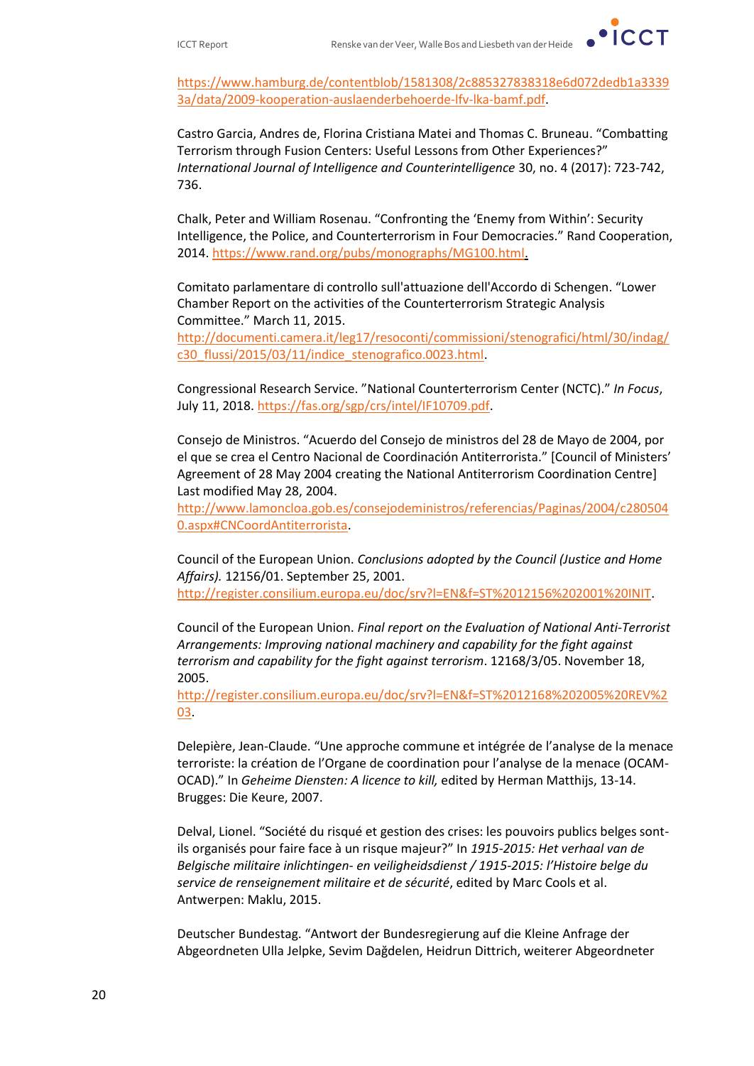https://www.hamburg.de/contentblob/1581308/2c885327838318e6d072dedb1a33393a/data/2009-kooperation-auslaenderbehoerde-lfv-lka-bamf.pdf.

Castro Garcia, Andres de, Florina Cristiana Matei and Thomas C. Bruneau. "Combatting Terrorism through Fusion Centers: Useful Lessons from Other Experiences?" *International Journal of Intelligence and Counterintelligence* 30, no. 4 (2017): 723-742, 736.

Chalk, Peter and William Rosenau. "Confronting the 'Enemy from Within': Security Intelligence, the Police, and Counterterrorism in Four Democracies." Rand Cooperation, 2014. https://www.rand.org/pubs/monographs/MG100.html.

Comitato parlamentare di controllo sull'attuazione dell'Accordo di Schengen. "Lower Chamber Report on the activities of the Counterterrorism Strategic Analysis Committee." March 11, 2015. http://documenti.camera.it/leg17/resoconti/commissioni/stenografici/html/30/indag/c30_flussi/2015/03/11/indice_stenografico.0023.html.

Congressional Research Service. "National Counterterrorism Center (NCTC)." *In Focus*, July 11, 2018. https://fas.org/sgp/crs/intel/IF10709.pdf.

Consejo de Ministros. "Acuerdo del Consejo de ministros del 28 de Mayo de 2004, por el que se crea el Centro Nacional de Coordinación Antiterrorista." [Council of Ministers' Agreement of 28 May 2004 creating the National Antiterrorism Coordination Centre] Last modified May 28, 2004. http://www.lamoncloa.gob.es/consejodeministros/referencias/Paginas/2004/c2805040.aspx#CNCoordAntiterrorista.

Council of the European Union. *Conclusions adopted by the Council (Justice and Home Affairs).* 12156/01. September 25, 2001. http://register.consilium.europa.eu/doc/srv?l=EN&f=ST%2012156%202001%20INIT.

Council of the European Union. *Final report on the Evaluation of National Anti-Terrorist Arrangements: Improving national machinery and capability for the fight against terrorism and capability for the fight against terrorism*. 12168/3/05. November 18, 2005. http://register.consilium.europa.eu/doc/srv?l=EN&f=ST%2012168%202005%20REV%203.

Delepière, Jean-Claude. "Une approche commune et intégrée de l'analyse de la menace terroriste: la création de l'Organe de coordination pour l'analyse de la menace (OCAM-OCAD)." In *Geheime Diensten: A licence to kill,* edited by Herman Matthijs, 13-14. Brugges: Die Keure, 2007.

Delval, Lionel. "Société du risqué et gestion des crises: les pouvoirs publics belges sont-ils organisés pour faire face à un risque majeur?" In *1915-2015: Het verhaal van de Belgische militaire inlichtingen- en veiligheidsdienst / 1915-2015: l'Histoire belge du service de renseignement militaire et de sécurité*, edited by Marc Cools et al. Antwerpen: Maklu, 2015.

Deutscher Bundestag. "Antwort der Bundesregierung auf die Kleine Anfrage der Abgeordneten Ulla Jelpke, Sevim Dağdelen, Heidrun Dittrich, weiterer Abgeordneter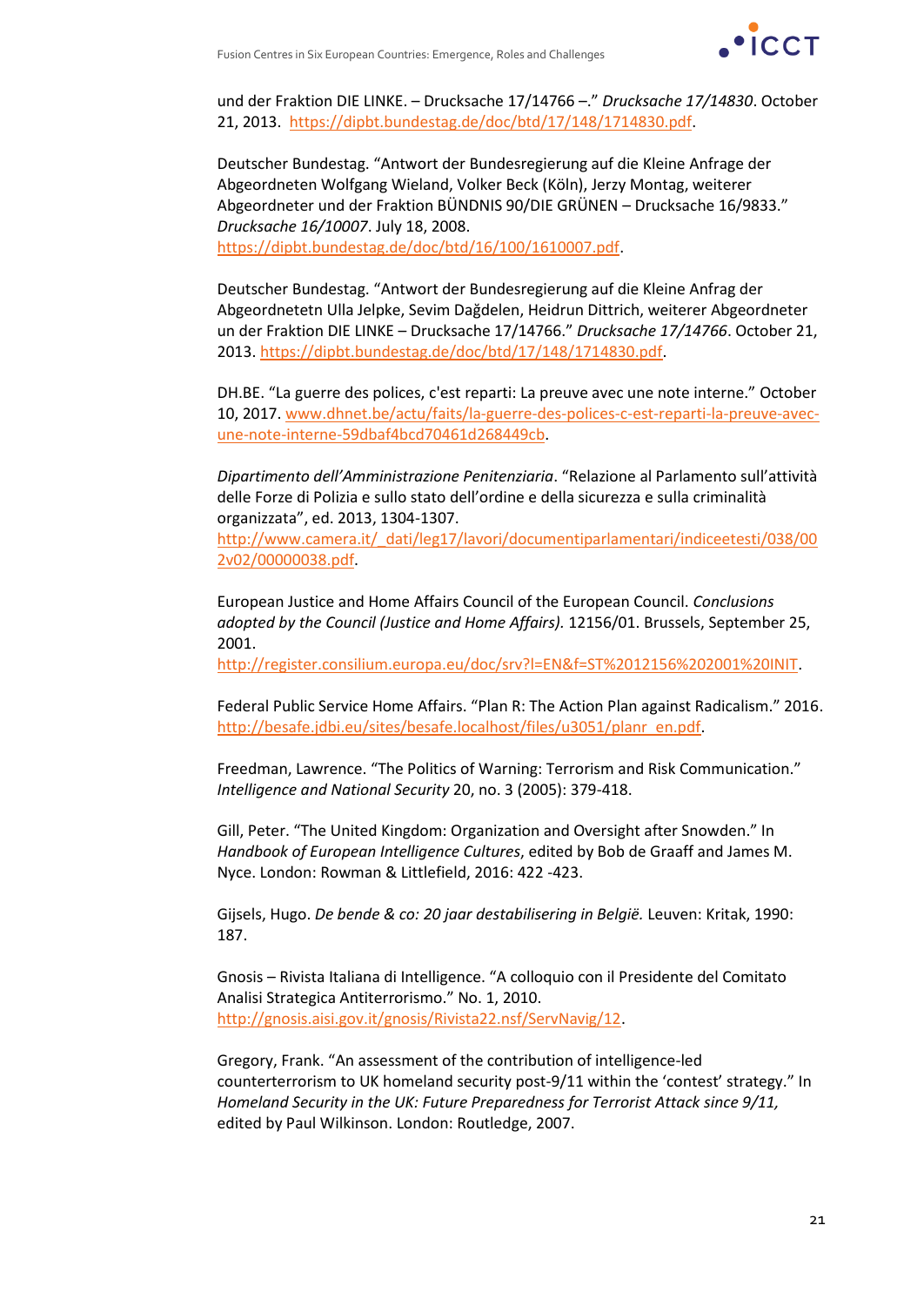und der Fraktion DIE LINKE. – Drucksache 17/14766 –." *Drucksache 17/14830*. October 21, 2013. https://dipbt.bundestag.de/doc/btd/17/148/1714830.pdf.

Deutscher Bundestag. "Antwort der Bundesregierung auf die Kleine Anfrage der Abgeordneten Wolfgang Wieland, Volker Beck (Köln), Jerzy Montag, weiterer Abgeordneter und der Fraktion BÜNDNIS 90/DIE GRÜNEN – Drucksache 16/9833." *Drucksache 16/10007*. July 18, 2008. https://dipbt.bundestag.de/doc/btd/16/100/1610007.pdf.

Deutscher Bundestag. "Antwort der Bundesregierung auf die Kleine Anfrag der Abgeordnetetn Ulla Jelpke, Sevim Dağdelen, Heidrun Dittrich, weiterer Abgeordneter un der Fraktion DIE LINKE – Drucksache 17/14766." *Drucksache 17/14766*. October 21, 2013. https://dipbt.bundestag.de/doc/btd/17/148/1714830.pdf.

DH.BE. "La guerre des polices, c'est reparti: La preuve avec une note interne." October 10, 2017. www.dhnet.be/actu/faits/la-guerre-des-polices-c-est-reparti-la-preuve-avec-une-note-interne-59dbaf4bcd70461d268449cb.

*Dipartimento dell'Amministrazione Penitenziaria*. "Relazione al Parlamento sull'attività delle Forze di Polizia e sullo stato dell'ordine e della sicurezza e sulla criminalità organizzata", ed. 2013, 1304-1307. http://www.camera.it/_dati/leg17/lavori/documentiparlamentari/indiceetesti/038/002v02/00000038.pdf.

European Justice and Home Affairs Council of the European Council. *Conclusions adopted by the Council (Justice and Home Affairs).* 12156/01. Brussels, September 25, 2001. http://register.consilium.europa.eu/doc/srv?l=EN&f=ST%2012156%202001%20INIT.

Federal Public Service Home Affairs. "Plan R: The Action Plan against Radicalism." 2016. http://besafe.jdbi.eu/sites/besafe.localhost/files/u3051/planr_en.pdf.

Freedman, Lawrence. "The Politics of Warning: Terrorism and Risk Communication." *Intelligence and National Security* 20, no. 3 (2005): 379-418.

Gill, Peter. "The United Kingdom: Organization and Oversight after Snowden." In *Handbook of European Intelligence Cultures*, edited by Bob de Graaff and James M. Nyce. London: Rowman & Littlefield, 2016: 422 -423.

Gijsels, Hugo. *De bende & co: 20 jaar destabilisering in België.* Leuven: Kritak, 1990: 187.

Gnosis – Rivista Italiana di Intelligence. "A colloquio con il Presidente del Comitato Analisi Strategica Antiterrorismo." No. 1, 2010. http://gnosis.aisi.gov.it/gnosis/Rivista22.nsf/ServNavig/12.

Gregory, Frank. "An assessment of the contribution of intelligence-led counterterrorism to UK homeland security post-9/11 within the 'contest' strategy." In *Homeland Security in the UK: Future Preparedness for Terrorist Attack since 9/11,* edited by Paul Wilkinson. London: Routledge, 2007.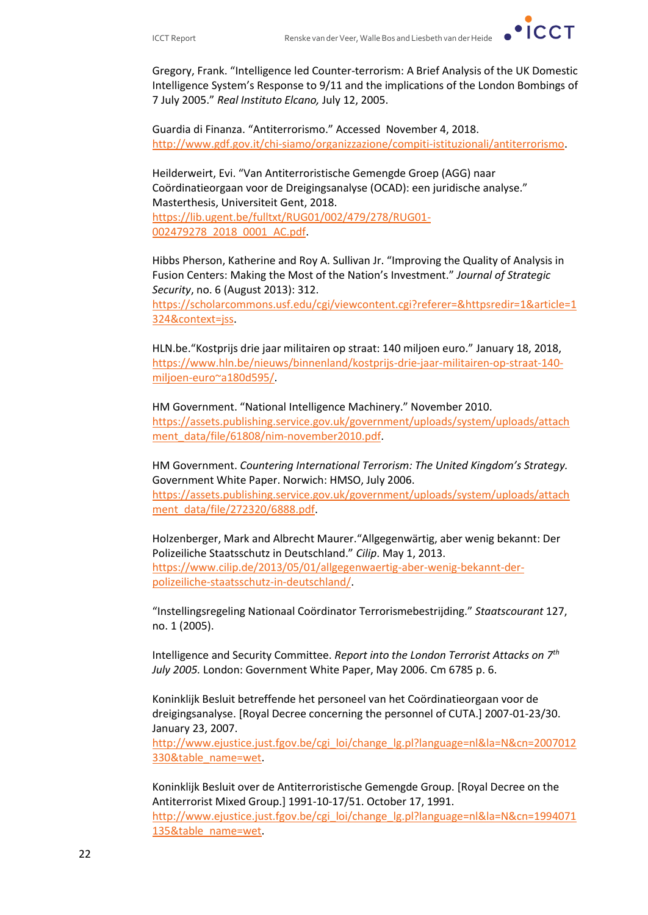Gregory, Frank. “Intelligence led Counter-terrorism: A Brief Analysis of the UK Domestic Intelligence System’s Response to 9/11 and the implications of the London Bombings of 7 July 2005.” *Real Instituto Elcano,* July 12, 2005.

Guardia di Finanza. “Antiterrorismo.” Accessed November 4, 2018. http://www.gdf.gov.it/chi-siamo/organizzazione/compiti-istituzionali/antiterrorismo.

Heilderweirt, Evi. “Van Antiterroristische Gemengde Groep (AGG) naar Coördinatieorgaan voor de Dreigingsanalyse (OCAD): een juridische analyse.” Masterthesis, Universiteit Gent, 2018. https://lib.ugent.be/fulltxt/RUG01/002/479/278/RUG01-002479278_2018_0001_AC.pdf.

Hibbs Pherson, Katherine and Roy A. Sullivan Jr. “Improving the Quality of Analysis in Fusion Centers: Making the Most of the Nation’s Investment.” *Journal of Strategic Security*, no. 6 (August 2013): 312. https://scholarcommons.usf.edu/cgi/viewcontent.cgi?referer=&httpsredir=1&article=1324&context=jss.

HLN.be.“Kostprijs drie jaar militairen op straat: 140 miljoen euro.” January 18, 2018, https://www.hln.be/nieuws/binnenland/kostprijs-drie-jaar-militairen-op-straat-140-miljoen-euro~a180d595/.

HM Government. “National Intelligence Machinery.” November 2010. https://assets.publishing.service.gov.uk/government/uploads/system/uploads/attachment_data/file/61808/nim-november2010.pdf.

HM Government. *Countering International Terrorism: The United Kingdom’s Strategy.* Government White Paper. Norwich: HMSO, July 2006. https://assets.publishing.service.gov.uk/government/uploads/system/uploads/attachment_data/file/272320/6888.pdf.

Holzenberger, Mark and Albrecht Maurer.“Allgegenwärtig, aber wenig bekannt: Der Polizeiliche Staatsschutz in Deutschland.” *Cilip*. May 1, 2013. https://www.cilip.de/2013/05/01/allgegenwaertig-aber-wenig-bekannt-der-polizeiliche-staatsschutz-in-deutschland/.

“Instellingsregeling Nationaal Coördinator Terrorismebestrijding.” *Staatscourant* 127, no. 1 (2005).

Intelligence and Security Committee. *Report into the London Terrorist Attacks on 7th July 2005.* London: Government White Paper, May 2006. Cm 6785 p. 6.

Koninklijk Besluit betreffende het personeel van het Coördinatieorgaan voor de dreigingsanalyse. [Royal Decree concerning the personnel of CUTA.] 2007-01-23/30. January 23, 2007. http://www.ejustice.just.fgov.be/cgi_loi/change_lg.pl?language=nl&la=N&cn=2007012330&table_name=wet.

Koninklijk Besluit over de Antiterroristische Gemengde Group. [Royal Decree on the Antiterrorist Mixed Group.] 1991-10-17/51. October 17, 1991. http://www.ejustice.just.fgov.be/cgi_loi/change_lg.pl?language=nl&la=N&cn=1994071135&table_name=wet.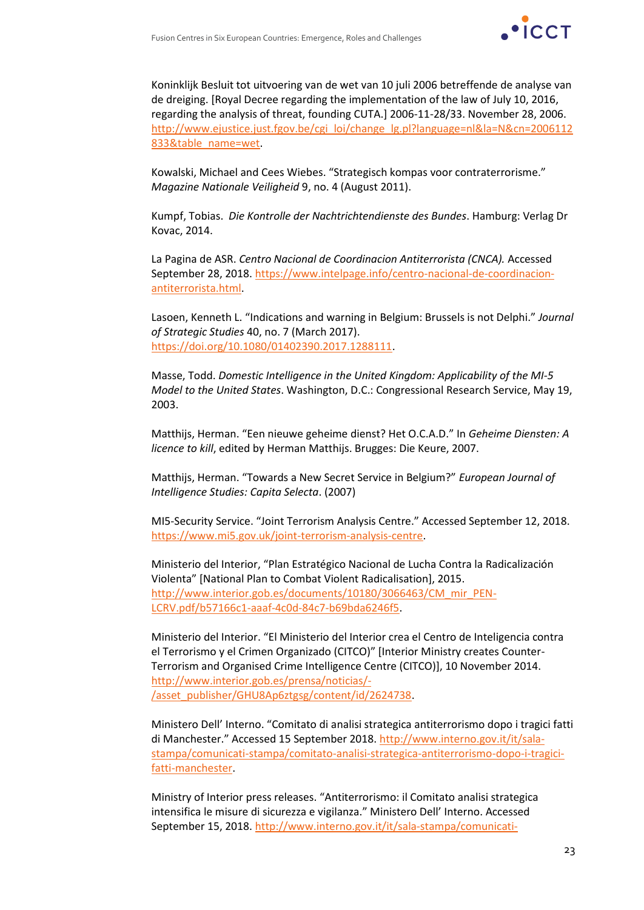Koninklijk Besluit tot uitvoering van de wet van 10 juli 2006 betreffende de analyse van de dreiging. [Royal Decree regarding the implementation of the law of July 10, 2016, regarding the analysis of threat, founding CUTA.] 2006-11-28/33. November 28, 2006. http://www.ejustice.just.fgov.be/cgi_loi/change_lg.pl?language=nl&la=N&cn=2006112833&table_name=wet.

Kowalski, Michael and Cees Wiebes. "Strategisch kompas voor contraterrorisme." *Magazine Nationale Veiligheid* 9, no. 4 (August 2011).

Kumpf, Tobias. *Die Kontrolle der Nachrichtendienste des Bundes*. Hamburg: Verlag Dr Kovac, 2014.

La Pagina de ASR. *Centro Nacional de Coordinacion Antiterrorista (CNCA).* Accessed September 28, 2018. https://www.intelpage.info/centro-nacional-de-coordinacion-antiterrorista.html.

Lasoen, Kenneth L. "Indications and warning in Belgium: Brussels is not Delphi." *Journal of Strategic Studies* 40, no. 7 (March 2017). https://doi.org/10.1080/01402390.2017.1288111.

Masse, Todd. *Domestic Intelligence in the United Kingdom: Applicability of the MI-5 Model to the United States*. Washington, D.C.: Congressional Research Service, May 19, 2003.

Matthijs, Herman. "Een nieuwe geheime dienst? Het O.C.A.D." In *Geheime Diensten: A licence to kill*, edited by Herman Matthijs. Brugges: Die Keure, 2007.

Matthijs, Herman. "Towards a New Secret Service in Belgium?" *European Journal of Intelligence Studies: Capita Selecta*. (2007)

MI5-Security Service. "Joint Terrorism Analysis Centre." Accessed September 12, 2018. https://www.mi5.gov.uk/joint-terrorism-analysis-centre.

Ministerio del Interior, "Plan Estratégico Nacional de Lucha Contra la Radicalización Violenta" [National Plan to Combat Violent Radicalisation], 2015. http://www.interior.gob.es/documents/10180/3066463/CM_mir_PEN-LCRV.pdf/b57166c1-aaaf-4c0d-84c7-b69bda6246f5.

Ministerio del Interior. "El Ministerio del Interior crea el Centro de Inteligencia contra el Terrorismo y el Crimen Organizado (CITCO)" [Interior Ministry creates Counter-Terrorism and Organised Crime Intelligence Centre (CITCO)], 10 November 2014. http://www.interior.gob.es/prensa/noticias/-/asset_publisher/GHU8Ap6ztgsg/content/id/2624738.

Ministero Dell' Interno. "Comitato di analisi strategica antiterrorismo dopo i tragici fatti di Manchester." Accessed 15 September 2018. http://www.interno.gov.it/it/sala-stampa/comunicati-stampa/comitato-analisi-strategica-antiterrorismo-dopo-i-tragici-fatti-manchester.

Ministry of Interior press releases. "Antiterrorismo: il Comitato analisi strategica intensifica le misure di sicurezza e vigilanza." Ministero Dell' Interno. Accessed September 15, 2018. http://www.interno.gov.it/it/sala-stampa/comunicati-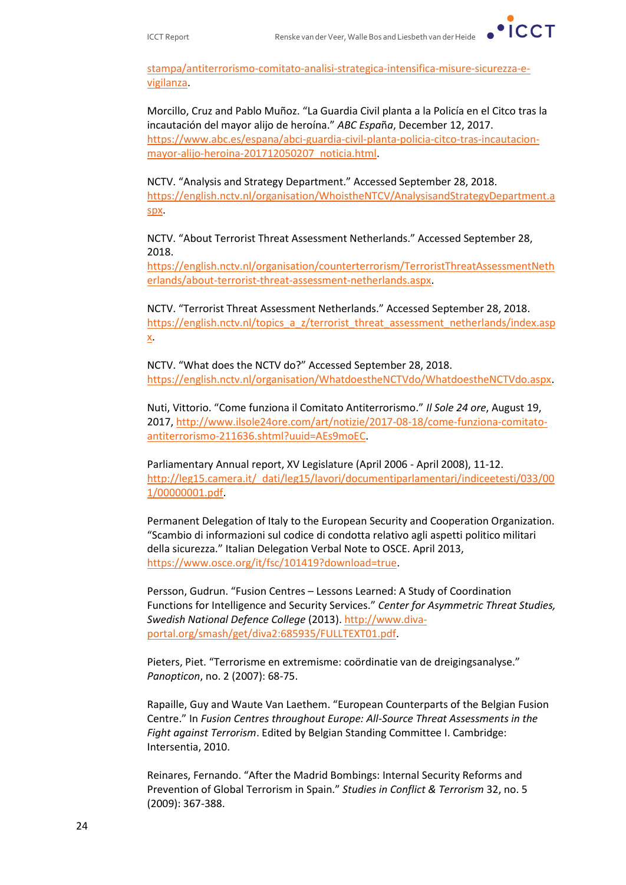stampa/antiterrorismo-comitato-analisi-strategica-intensifica-misure-sicurezza-e-vigilanza.

Morcillo, Cruz and Pablo Muñoz. “La Guardia Civil planta a la Policía en el Citco tras la incautación del mayor alijo de heroína.” *ABC España*, December 12, 2017. https://www.abc.es/espana/abci-guardia-civil-planta-policia-citco-tras-incautacion-mayor-alijo-heroina-201712050207_noticia.html.

NCTV. “Analysis and Strategy Department.” Accessed September 28, 2018. https://english.nctv.nl/organisation/WhoistheNTCV/AnalysisandStrategyDepartment.aspx.

NCTV. “About Terrorist Threat Assessment Netherlands.” Accessed September 28, 2018. https://english.nctv.nl/organisation/counterterrorism/TerroristThreatAssessmentNetherlands/about-terrorist-threat-assessment-netherlands.aspx.

NCTV. “Terrorist Threat Assessment Netherlands.” Accessed September 28, 2018. https://english.nctv.nl/topics_a_z/terrorist_threat_assessment_netherlands/index.aspx.

NCTV. “What does the NCTV do?” Accessed September 28, 2018. https://english.nctv.nl/organisation/WhatdoestheNCTVdo/WhatdoestheNCTVdo.aspx.

Nuti, Vittorio. “Come funziona il Comitato Antiterrorismo.” *Il Sole 24 ore*, August 19, 2017, http://www.ilsole24ore.com/art/notizie/2017-08-18/come-funziona-comitato-antiterrorismo-211636.shtml?uuid=AEs9moEC.

Parliamentary Annual report, XV Legislature (April 2006 - April 2008), 11-12. http://leg15.camera.it/_dati/leg15/lavori/documentiparlamentari/indiceetesti/033/001/00000001.pdf.

Permanent Delegation of Italy to the European Security and Cooperation Organization. “Scambio di informazioni sul codice di condotta relativo agli aspetti politico militari della sicurezza.” Italian Delegation Verbal Note to OSCE. April 2013, https://www.osce.org/it/fsc/101419?download=true.

Persson, Gudrun. “Fusion Centres – Lessons Learned: A Study of Coordination Functions for Intelligence and Security Services.” *Center for Asymmetric Threat Studies, Swedish National Defence College* (2013). http://www.diva-portal.org/smash/get/diva2:685935/FULLTEXT01.pdf.

Pieters, Piet. “Terrorisme en extremisme: coördinatie van de dreigingsanalyse.” *Panopticon*, no. 2 (2007): 68-75.

Rapaille, Guy and Waute Van Laethem. “European Counterparts of the Belgian Fusion Centre.” In *Fusion Centres throughout Europe: All-Source Threat Assessments in the Fight against Terrorism*. Edited by Belgian Standing Committee I. Cambridge: Intersentia, 2010.

Reinares, Fernando. “After the Madrid Bombings: Internal Security Reforms and Prevention of Global Terrorism in Spain.” *Studies in Conflict & Terrorism* 32, no. 5 (2009): 367-388.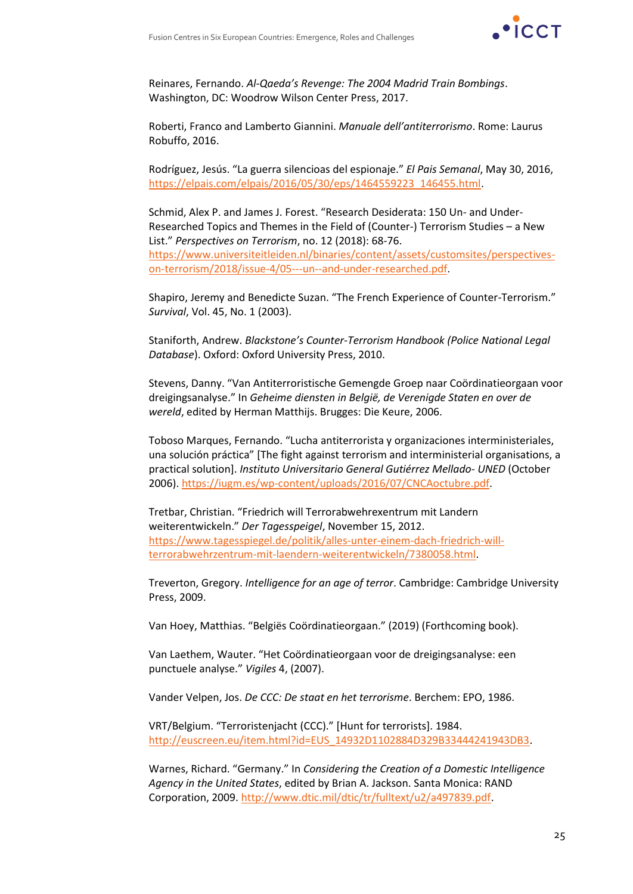Reinares, Fernando. *Al-Qaeda's Revenge: The 2004 Madrid Train Bombings*. Washington, DC: Woodrow Wilson Center Press, 2017.

Roberti, Franco and Lamberto Giannini. *Manuale dell'antiterrorismo*. Rome: Laurus Robuffo, 2016.

Rodríguez, Jesús. "La guerra silencioas del espionaje." *El Pais Semanal*, May 30, 2016, https://elpais.com/elpais/2016/05/30/eps/1464559223_146455.html.

Schmid, Alex P. and James J. Forest. "Research Desiderata: 150 Un- and Under-Researched Topics and Themes in the Field of (Counter-) Terrorism Studies – a New List." *Perspectives on Terrorism*, no. 12 (2018): 68-76. https://www.universiteitleiden.nl/binaries/content/assets/customsites/perspectives-on-terrorism/2018/issue-4/05---un--and-under-researched.pdf.

Shapiro, Jeremy and Benedicte Suzan. "The French Experience of Counter-Terrorism." *Survival*, Vol. 45, No. 1 (2003).

Staniforth, Andrew. *Blackstone's Counter-Terrorism Handbook (Police National Legal Database)*. Oxford: Oxford University Press, 2010.

Stevens, Danny. "Van Antiterroristische Gemengde Groep naar Coördinatieorgaan voor dreigingsanalyse." In *Geheime diensten in België, de Verenigde Staten en over de wereld*, edited by Herman Matthijs. Brugges: Die Keure, 2006.

Toboso Marques, Fernando. "Lucha antiterrorista y organizaciones interministeriales, una solución práctica" [The fight against terrorism and interministerial organisations, a practical solution]. *Instituto Universitario General Gutiérrez Mellado- UNED* (October 2006). https://iugm.es/wp-content/uploads/2016/07/CNCAoctubre.pdf.

Tretbar, Christian. "Friedrich will Terrorabwehrexentrum mit Landern weiterentwickeln." *Der Tagesspeigel*, November 15, 2012. https://www.tagesspiegel.de/politik/alles-unter-einem-dach-friedrich-will-terrorabwehrzentrum-mit-laendern-weiterentwickeln/7380058.html.

Treverton, Gregory. *Intelligence for an age of terror*. Cambridge: Cambridge University Press, 2009.

Van Hoey, Matthias. "Belgiës Coördinatieorgaan." (2019) (Forthcoming book).

Van Laethem, Wauter. "Het Coördinatieorgaan voor de dreigingsanalyse: een punctuele analyse." *Vigiles* 4, (2007).

Vander Velpen, Jos. *De CCC: De staat en het terrorisme*. Berchem: EPO, 1986.

VRT/Belgium. "Terroristenjacht (CCC)." [Hunt for terrorists]. 1984. http://euscreen.eu/item.html?id=EUS_14932D1102884D329B33444241943DB3.

Warnes, Richard. "Germany." In *Considering the Creation of a Domestic Intelligence Agency in the United States*, edited by Brian A. Jackson. Santa Monica: RAND Corporation, 2009. http://www.dtic.mil/dtic/tr/fulltext/u2/a497839.pdf.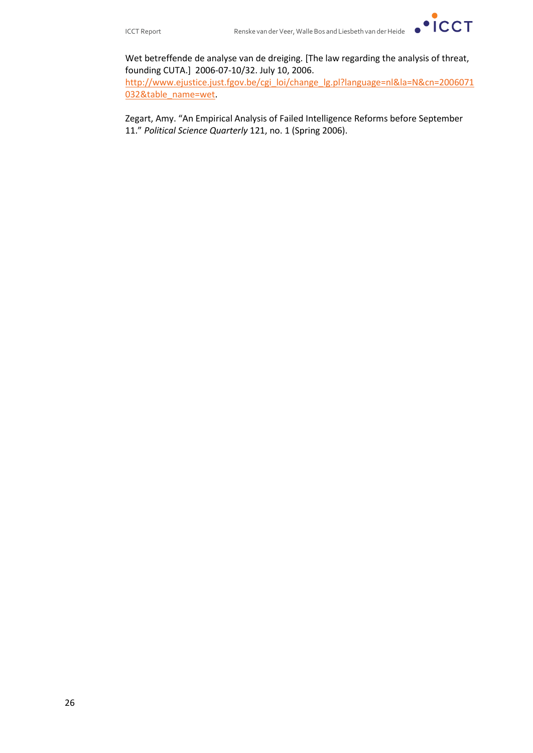Wet betreffende de analyse van de dreiging. [The law regarding the analysis of threat, founding CUTA.] 2006-07-10/32. July 10, 2006. http://www.ejustice.just.fgov.be/cgi_loi/change_lg.pl?language=nl&la=N&cn=2006071032&table_name=wet.

Zegart, Amy. "An Empirical Analysis of Failed Intelligence Reforms before September 11." *Political Science Quarterly* 121, no. 1 (Spring 2006).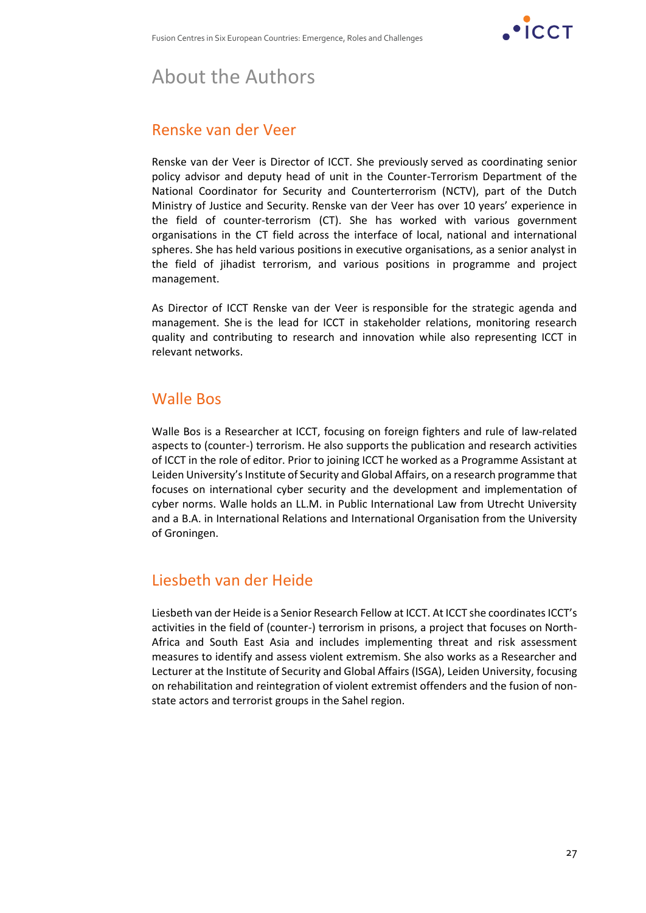# About the Authors

## Renske van der Veer

Renske van der Veer is Director of ICCT. She previously served as coordinating senior policy advisor and deputy head of unit in the Counter-Terrorism Department of the National Coordinator for Security and Counterterrorism (NCTV), part of the Dutch Ministry of Justice and Security. Renske van der Veer has over 10 years' experience in the field of counter-terrorism (CT). She has worked with various government organisations in the CT field across the interface of local, national and international spheres. She has held various positions in executive organisations, as a senior analyst in the field of jihadist terrorism, and various positions in programme and project management.

As Director of ICCT Renske van der Veer is responsible for the strategic agenda and management. She is the lead for ICCT in stakeholder relations, monitoring research quality and contributing to research and innovation while also representing ICCT in relevant networks.

## Walle Bos

Walle Bos is a Researcher at ICCT, focusing on foreign fighters and rule of law-related aspects to (counter-) terrorism. He also supports the publication and research activities of ICCT in the role of editor. Prior to joining ICCT he worked as a Programme Assistant at Leiden University's Institute of Security and Global Affairs, on a research programme that focuses on international cyber security and the development and implementation of cyber norms. Walle holds an LL.M. in Public International Law from Utrecht University and a B.A. in International Relations and International Organisation from the University of Groningen.

## Liesbeth van der Heide

Liesbeth van der Heide is a Senior Research Fellow at ICCT. At ICCT she coordinates ICCT's activities in the field of (counter-) terrorism in prisons, a project that focuses on North-Africa and South East Asia and includes implementing threat and risk assessment measures to identify and assess violent extremism. She also works as a Researcher and Lecturer at the Institute of Security and Global Affairs (ISGA), Leiden University, focusing on rehabilitation and reintegration of violent extremist offenders and the fusion of non-state actors and terrorist groups in the Sahel region.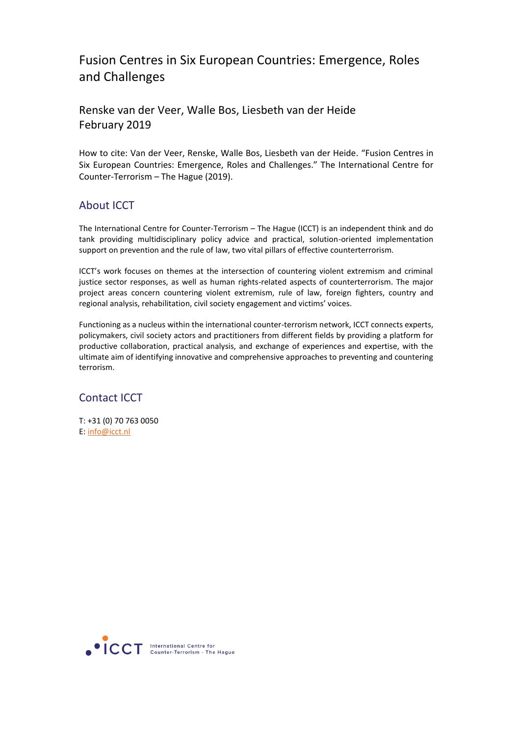# Fusion Centres in Six European Countries: Emergence, Roles and Challenges

Renske van der Veer, Walle Bos, Liesbeth van der Heide
February 2019

How to cite: Van der Veer, Renske, Walle Bos, Liesbeth van der Heide. "Fusion Centres in Six European Countries: Emergence, Roles and Challenges." The International Centre for Counter-Terrorism – The Hague (2019).

## About ICCT

The International Centre for Counter-Terrorism – The Hague (ICCT) is an independent think and do tank providing multidisciplinary policy advice and practical, solution-oriented implementation support on prevention and the rule of law, two vital pillars of effective counterterrorism.

ICCT's work focuses on themes at the intersection of countering violent extremism and criminal justice sector responses, as well as human rights-related aspects of counterterrorism. The major project areas concern countering violent extremism, rule of law, foreign fighters, country and regional analysis, rehabilitation, civil society engagement and victims' voices.

Functioning as a nucleus within the international counter-terrorism network, ICCT connects experts, policymakers, civil society actors and practitioners from different fields by providing a platform for productive collaboration, practical analysis, and exchange of experiences and expertise, with the ultimate aim of identifying innovative and comprehensive approaches to preventing and countering terrorism.

## Contact ICCT

T: +31 (0) 70 763 0050
E: info@icct.nl

ICCT International Centre for Counter-Terrorism - The Hague